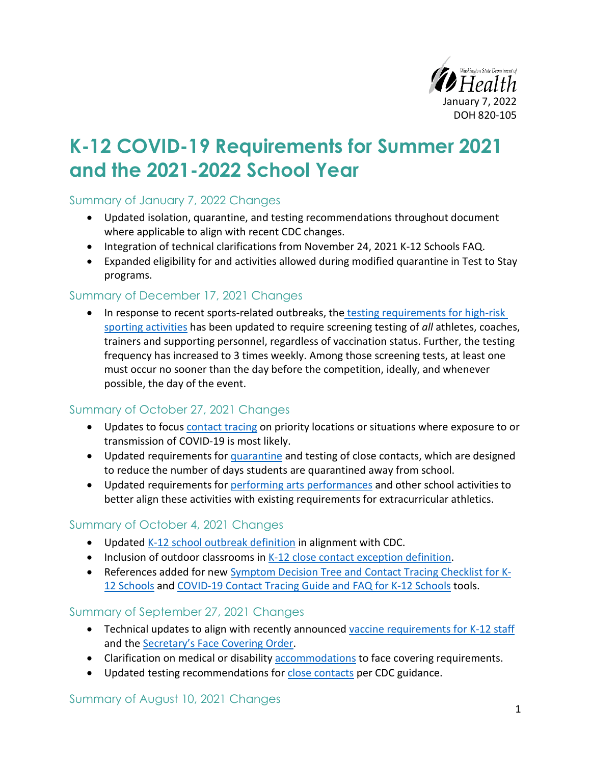Washington State Department of Health

January 7, 2022

DOH 820-105

# K-12 COVID-19 Requirements for Summer 2021 and the 2021-2022 School Year

## Summary of January 7, 2022 Changes

- Updated isolation, quarantine, and testing recommendations throughout document where applicable to align with recent CDC changes.
- Integration of technical clarifications from November 24, 2021 K-12 Schools FAQ.
- Expanded eligibility for and activities allowed during modified quarantine in Test to Stay programs.

## Summary of December 17, 2021 Changes

- In response to recent sports-related outbreaks, the testing requirements for high-risk sporting activities has been updated to require screening testing of *all* athletes, coaches, trainers and supporting personnel, regardless of vaccination status. Further, the testing frequency has increased to 3 times weekly. Among those screening tests, at least one must occur no sooner than the day before the competition, ideally, and whenever possible, the day of the event.

## Summary of October 27, 2021 Changes

- Updates to focus contact tracing on priority locations or situations where exposure to or transmission of COVID-19 is most likely.
- Updated requirements for quarantine and testing of close contacts, which are designed to reduce the number of days students are quarantined away from school.
- Updated requirements for performing arts performances and other school activities to better align these activities with existing requirements for extracurricular athletics.

## Summary of October 4, 2021 Changes

- Updated K-12 school outbreak definition in alignment with CDC.
- Inclusion of outdoor classrooms in K-12 close contact exception definition.
- References added for new Symptom Decision Tree and Contact Tracing Checklist for K-12 Schools and COVID-19 Contact Tracing Guide and FAQ for K-12 Schools tools.

## Summary of September 27, 2021 Changes

- Technical updates to align with recently announced vaccine requirements for K-12 staff and the Secretary's Face Covering Order.
- Clarification on medical or disability accommodations to face covering requirements.
- Updated testing recommendations for close contacts per CDC guidance.

## Summary of August 10, 2021 Changes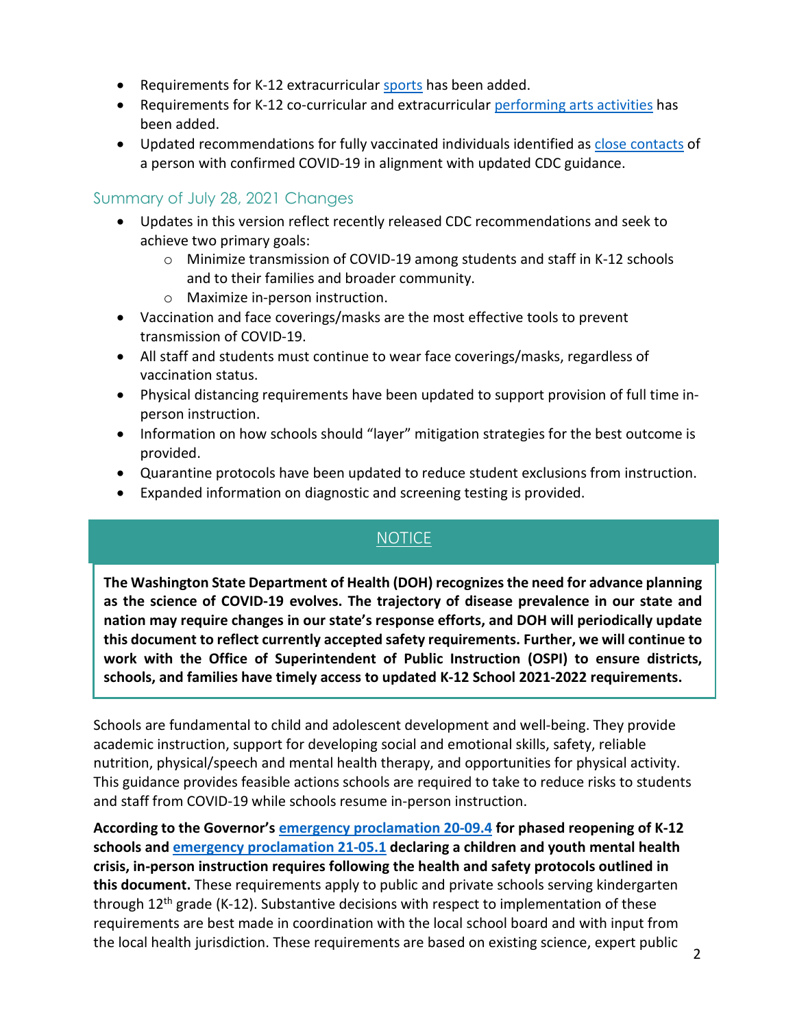- Requirements for K-12 extracurricular sports has been added.
- Requirements for K-12 co-curricular and extracurricular performing arts activities has been added.
- Updated recommendations for fully vaccinated individuals identified as close contacts of a person with confirmed COVID-19 in alignment with updated CDC guidance.

## Summary of July 28, 2021 Changes

- Updates in this version reflect recently released CDC recommendations and seek to achieve two primary goals:
  - Minimize transmission of COVID-19 among students and staff in K-12 schools and to their families and broader community.
  - Maximize in-person instruction.
- Vaccination and face coverings/masks are the most effective tools to prevent transmission of COVID-19.
- All staff and students must continue to wear face coverings/masks, regardless of vaccination status.
- Physical distancing requirements have been updated to support provision of full time in-person instruction.
- Information on how schools should "layer" mitigation strategies for the best outcome is provided.
- Quarantine protocols have been updated to reduce student exclusions from instruction.
- Expanded information on diagnostic and screening testing is provided.

**NOTICE**

**The Washington State Department of Health (DOH) recognizes the need for advance planning as the science of COVID-19 evolves. The trajectory of disease prevalence in our state and nation may require changes in our state's response efforts, and DOH will periodically update this document to reflect currently accepted safety requirements. Further, we will continue to work with the Office of Superintendent of Public Instruction (OSPI) to ensure districts, schools, and families have timely access to updated K-12 School 2021-2022 requirements.**

Schools are fundamental to child and adolescent development and well-being. They provide academic instruction, support for developing social and emotional skills, safety, reliable nutrition, physical/speech and mental health therapy, and opportunities for physical activity. This guidance provides feasible actions schools are required to take to reduce risks to students and staff from COVID-19 while schools resume in-person instruction.

**According to the Governor's emergency proclamation 20-09.4 for phased reopening of K-12 schools and emergency proclamation 21-05.1 declaring a children and youth mental health crisis, in-person instruction requires following the health and safety protocols outlined in this document.** These requirements apply to public and private schools serving kindergarten through 12th grade (K-12). Substantive decisions with respect to implementation of these requirements are best made in coordination with the local school board and with input from the local health jurisdiction. These requirements are based on existing science, expert public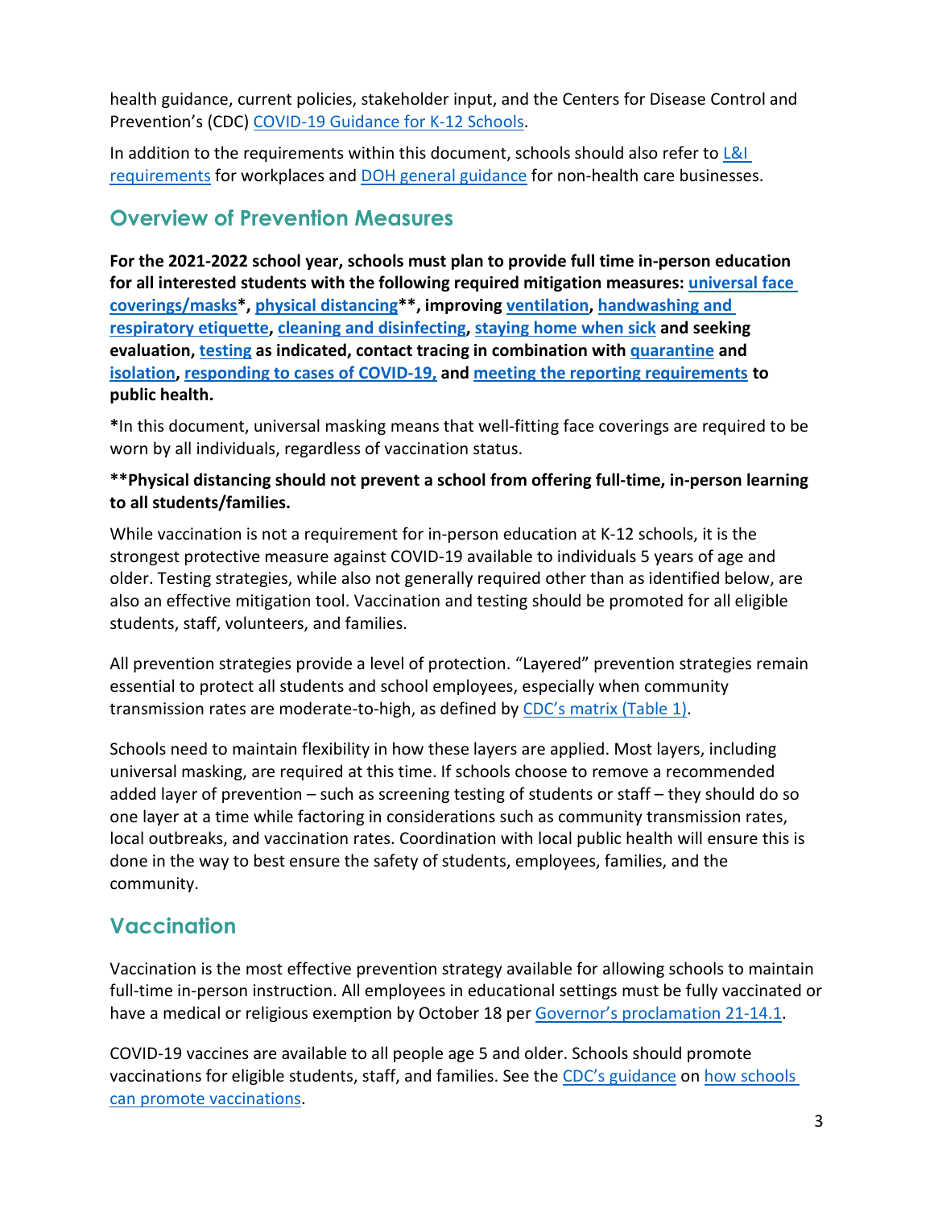health guidance, current policies, stakeholder input, and the Centers for Disease Control and Prevention's (CDC) COVID-19 Guidance for K-12 Schools.

In addition to the requirements within this document, schools should also refer to L&I requirements for workplaces and DOH general guidance for non-health care businesses.

## Overview of Prevention Measures

**For the 2021-2022 school year, schools must plan to provide full time in-person education for all interested students with the following required mitigation measures: universal face coverings/masks*, physical distancing**, improving ventilation, handwashing and respiratory etiquette, cleaning and disinfecting, staying home when sick and seeking evaluation, testing as indicated, contact tracing in combination with quarantine and isolation, responding to cases of COVID-19, and meeting the reporting requirements to public health.**

**\***In this document, universal masking means that well-fitting face coverings are required to be worn by all individuals, regardless of vaccination status.

**\*\*Physical distancing should not prevent a school from offering full-time, in-person learning to all students/families.**

While vaccination is not a requirement for in-person education at K-12 schools, it is the strongest protective measure against COVID-19 available to individuals 5 years of age and older. Testing strategies, while also not generally required other than as identified below, are also an effective mitigation tool. Vaccination and testing should be promoted for all eligible students, staff, volunteers, and families.

All prevention strategies provide a level of protection. "Layered" prevention strategies remain essential to protect all students and school employees, especially when community transmission rates are moderate-to-high, as defined by CDC's matrix (Table 1).

Schools need to maintain flexibility in how these layers are applied. Most layers, including universal masking, are required at this time. If schools choose to remove a recommended added layer of prevention – such as screening testing of students or staff – they should do so one layer at a time while factoring in considerations such as community transmission rates, local outbreaks, and vaccination rates. Coordination with local public health will ensure this is done in the way to best ensure the safety of students, employees, families, and the community.

## Vaccination

Vaccination is the most effective prevention strategy available for allowing schools to maintain full-time in-person instruction. All employees in educational settings must be fully vaccinated or have a medical or religious exemption by October 18 per Governor's proclamation 21-14.1.

COVID-19 vaccines are available to all people age 5 and older. Schools should promote vaccinations for eligible students, staff, and families. See the CDC's guidance on how schools can promote vaccinations.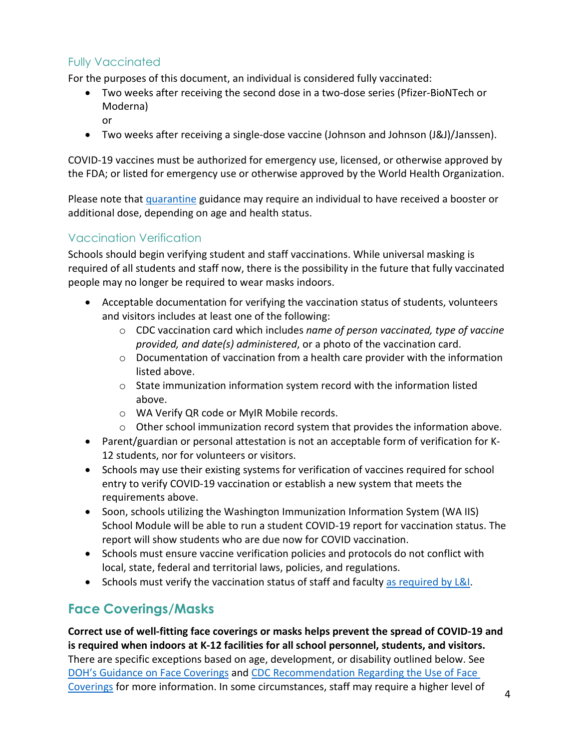### Fully Vaccinated

For the purposes of this document, an individual is considered fully vaccinated:

- Two weeks after receiving the second dose in a two-dose series (Pfizer-BioNTech or Moderna)
  or
- Two weeks after receiving a single-dose vaccine (Johnson and Johnson (J&J)/Janssen).

COVID-19 vaccines must be authorized for emergency use, licensed, or otherwise approved by the FDA; or listed for emergency use or otherwise approved by the World Health Organization.

Please note that quarantine guidance may require an individual to have received a booster or additional dose, depending on age and health status.

### Vaccination Verification

Schools should begin verifying student and staff vaccinations. While universal masking is required of all students and staff now, there is the possibility in the future that fully vaccinated people may no longer be required to wear masks indoors.

- Acceptable documentation for verifying the vaccination status of students, volunteers and visitors includes at least one of the following:
  - CDC vaccination card which includes *name of person vaccinated, type of vaccine provided, and date(s) administered*, or a photo of the vaccination card.
  - Documentation of vaccination from a health care provider with the information listed above.
  - State immunization information system record with the information listed above.
  - WA Verify QR code or MyIR Mobile records.
  - Other school immunization record system that provides the information above.
- Parent/guardian or personal attestation is not an acceptable form of verification for K-12 students, nor for volunteers or visitors.
- Schools may use their existing systems for verification of vaccines required for school entry to verify COVID-19 vaccination or establish a new system that meets the requirements above.
- Soon, schools utilizing the Washington Immunization Information System (WA IIS) School Module will be able to run a student COVID-19 report for vaccination status. The report will show students who are due now for COVID vaccination.
- Schools must ensure vaccine verification policies and protocols do not conflict with local, state, federal and territorial laws, policies, and regulations.
- Schools must verify the vaccination status of staff and faculty as required by L&I.

## Face Coverings/Masks

**Correct use of well-fitting face coverings or masks helps prevent the spread of COVID-19 and is required when indoors at K-12 facilities for all school personnel, students, and visitors.** There are specific exceptions based on age, development, or disability outlined below. See DOH's Guidance on Face Coverings and CDC Recommendation Regarding the Use of Face Coverings for more information. In some circumstances, staff may require a higher level of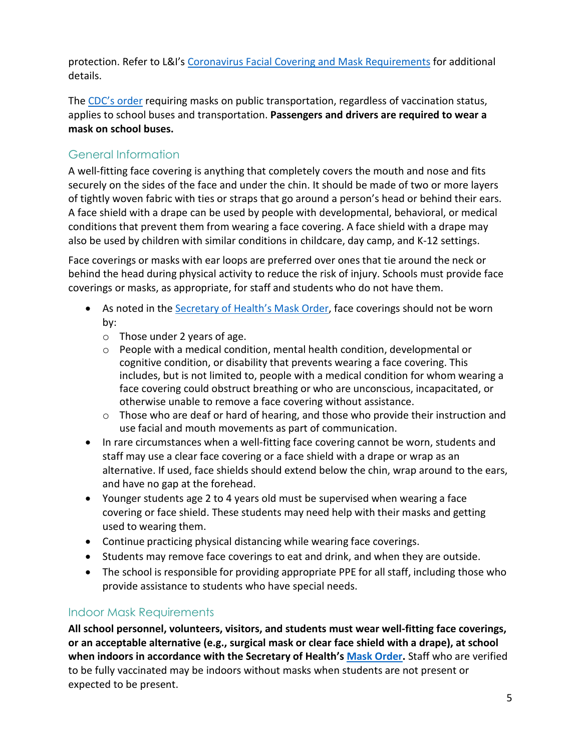protection. Refer to L&I's [Coronavirus Facial Covering and Mask Requirements]() for additional details.

The [CDC's order]() requiring masks on public transportation, regardless of vaccination status, applies to school buses and transportation. **Passengers and drivers are required to wear a mask on school buses.**

## General Information

A well-fitting face covering is anything that completely covers the mouth and nose and fits securely on the sides of the face and under the chin. It should be made of two or more layers of tightly woven fabric with ties or straps that go around a person's head or behind their ears. A face shield with a drape can be used by people with developmental, behavioral, or medical conditions that prevent them from wearing a face covering. A face shield with a drape may also be used by children with similar conditions in childcare, day camp, and K-12 settings.

Face coverings or masks with ear loops are preferred over ones that tie around the neck or behind the head during physical activity to reduce the risk of injury. Schools must provide face coverings or masks, as appropriate, for staff and students who do not have them.

- As noted in the [Secretary of Health's Mask Order](), face coverings should not be worn by:
  - Those under 2 years of age.
  - People with a medical condition, mental health condition, developmental or cognitive condition, or disability that prevents wearing a face covering. This includes, but is not limited to, people with a medical condition for whom wearing a face covering could obstruct breathing or who are unconscious, incapacitated, or otherwise unable to remove a face covering without assistance.
  - Those who are deaf or hard of hearing, and those who provide their instruction and use facial and mouth movements as part of communication.
- In rare circumstances when a well-fitting face covering cannot be worn, students and staff may use a clear face covering or a face shield with a drape or wrap as an alternative. If used, face shields should extend below the chin, wrap around to the ears, and have no gap at the forehead.
- Younger students age 2 to 4 years old must be supervised when wearing a face covering or face shield. These students may need help with their masks and getting used to wearing them.
- Continue practicing physical distancing while wearing face coverings.
- Students may remove face coverings to eat and drink, and when they are outside.
- The school is responsible for providing appropriate PPE for all staff, including those who provide assistance to students who have special needs.

## Indoor Mask Requirements

**All school personnel, volunteers, visitors, and students must wear well-fitting face coverings, or an acceptable alternative (e.g., surgical mask or clear face shield with a drape), at school when indoors in accordance with the Secretary of Health's [Mask Order]().** Staff who are verified to be fully vaccinated may be indoors without masks when students are not present or expected to be present.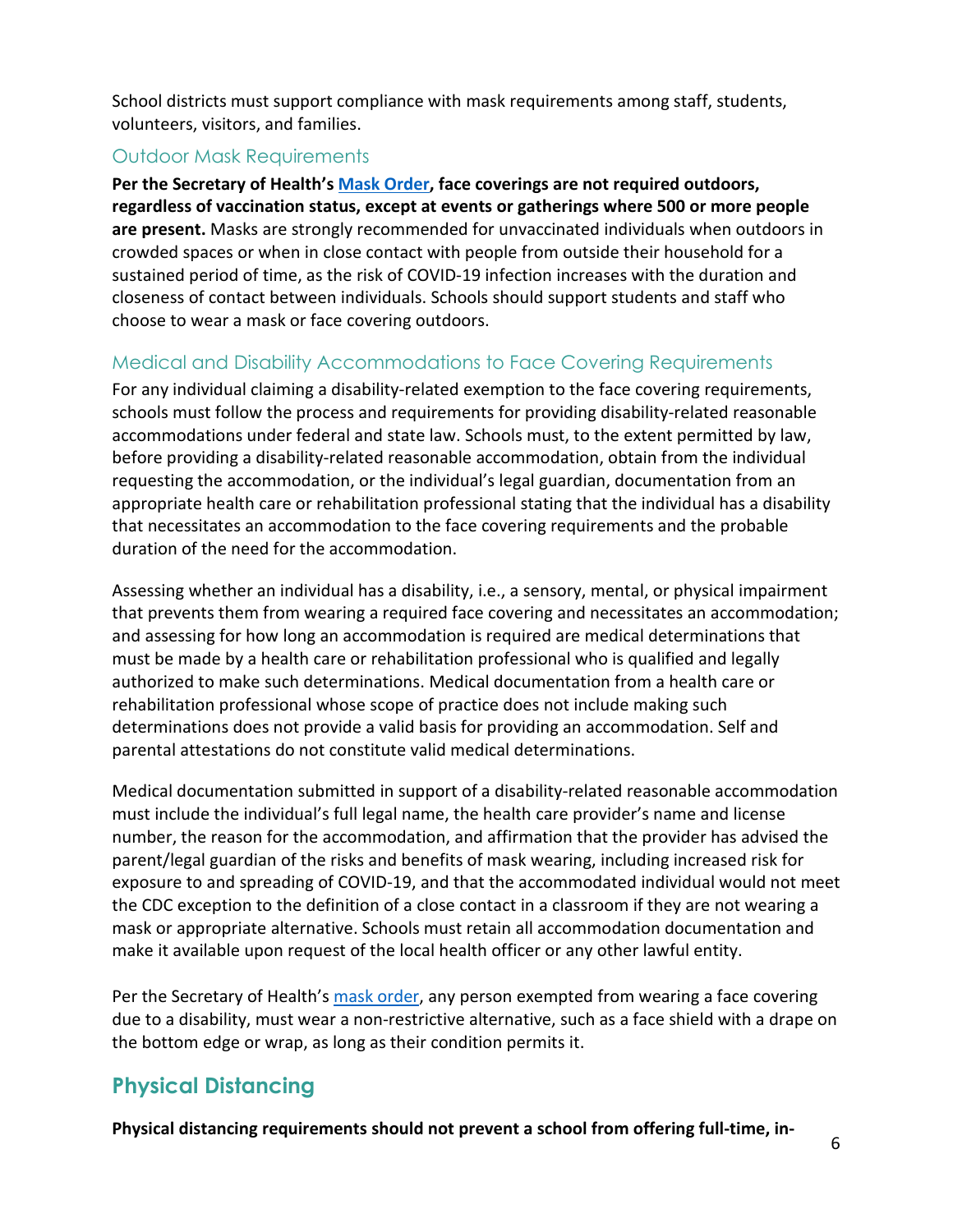School districts must support compliance with mask requirements among staff, students, volunteers, visitors, and families.

### Outdoor Mask Requirements

**Per the Secretary of Health's Mask Order, face coverings are not required outdoors, regardless of vaccination status, except at events or gatherings where 500 or more people are present.** Masks are strongly recommended for unvaccinated individuals when outdoors in crowded spaces or when in close contact with people from outside their household for a sustained period of time, as the risk of COVID-19 infection increases with the duration and closeness of contact between individuals. Schools should support students and staff who choose to wear a mask or face covering outdoors.

### Medical and Disability Accommodations to Face Covering Requirements

For any individual claiming a disability-related exemption to the face covering requirements, schools must follow the process and requirements for providing disability-related reasonable accommodations under federal and state law. Schools must, to the extent permitted by law, before providing a disability-related reasonable accommodation, obtain from the individual requesting the accommodation, or the individual's legal guardian, documentation from an appropriate health care or rehabilitation professional stating that the individual has a disability that necessitates an accommodation to the face covering requirements and the probable duration of the need for the accommodation.

Assessing whether an individual has a disability, i.e., a sensory, mental, or physical impairment that prevents them from wearing a required face covering and necessitates an accommodation; and assessing for how long an accommodation is required are medical determinations that must be made by a health care or rehabilitation professional who is qualified and legally authorized to make such determinations. Medical documentation from a health care or rehabilitation professional whose scope of practice does not include making such determinations does not provide a valid basis for providing an accommodation. Self and parental attestations do not constitute valid medical determinations.

Medical documentation submitted in support of a disability-related reasonable accommodation must include the individual's full legal name, the health care provider's name and license number, the reason for the accommodation, and affirmation that the provider has advised the parent/legal guardian of the risks and benefits of mask wearing, including increased risk for exposure to and spreading of COVID-19, and that the accommodated individual would not meet the CDC exception to the definition of a close contact in a classroom if they are not wearing a mask or appropriate alternative. Schools must retain all accommodation documentation and make it available upon request of the local health officer or any other lawful entity.

Per the Secretary of Health's mask order, any person exempted from wearing a face covering due to a disability, must wear a non-restrictive alternative, such as a face shield with a drape on the bottom edge or wrap, as long as their condition permits it.

## Physical Distancing

**Physical distancing requirements should not prevent a school from offering full-time, in-**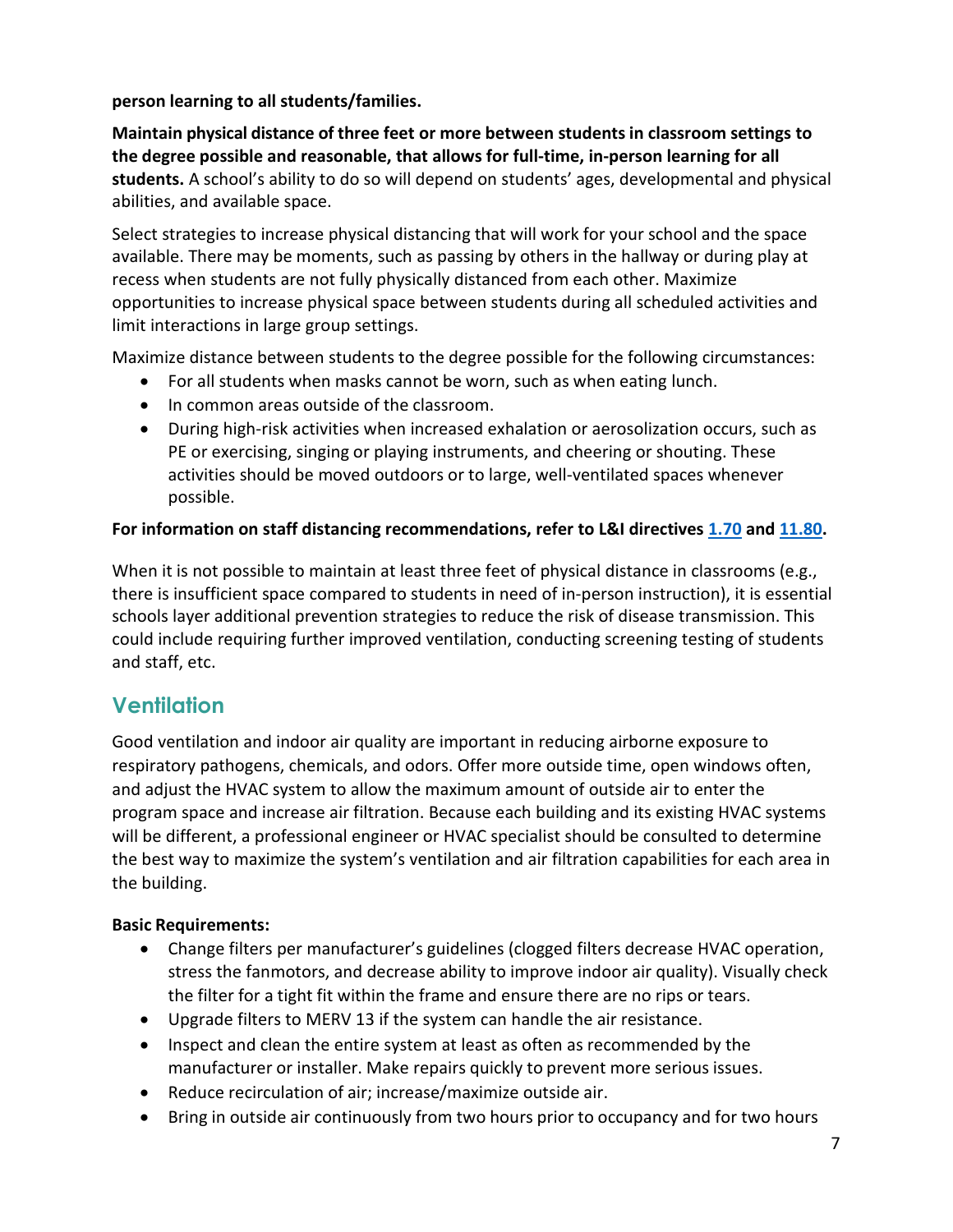**person learning to all students/families.**

**Maintain physical distance of three feet or more between students in classroom settings to the degree possible and reasonable, that allows for full-time, in-person learning for all students.** A school's ability to do so will depend on students' ages, developmental and physical abilities, and available space.

Select strategies to increase physical distancing that will work for your school and the space available. There may be moments, such as passing by others in the hallway or during play at recess when students are not fully physically distanced from each other. Maximize opportunities to increase physical space between students during all scheduled activities and limit interactions in large group settings.

Maximize distance between students to the degree possible for the following circumstances:

- For all students when masks cannot be worn, such as when eating lunch.
- In common areas outside of the classroom.
- During high-risk activities when increased exhalation or aerosolization occurs, such as PE or exercising, singing or playing instruments, and cheering or shouting. These activities should be moved outdoors or to large, well-ventilated spaces whenever possible.

**For information on staff distancing recommendations, refer to L&I directives 1.70 and 11.80.**

When it is not possible to maintain at least three feet of physical distance in classrooms (e.g., there is insufficient space compared to students in need of in-person instruction), it is essential schools layer additional prevention strategies to reduce the risk of disease transmission. This could include requiring further improved ventilation, conducting screening testing of students and staff, etc.

## Ventilation

Good ventilation and indoor air quality are important in reducing airborne exposure to respiratory pathogens, chemicals, and odors. Offer more outside time, open windows often, and adjust the HVAC system to allow the maximum amount of outside air to enter the program space and increase air filtration. Because each building and its existing HVAC systems will be different, a professional engineer or HVAC specialist should be consulted to determine the best way to maximize the system's ventilation and air filtration capabilities for each area in the building.

**Basic Requirements:**

- Change filters per manufacturer's guidelines (clogged filters decrease HVAC operation, stress the fanmotors, and decrease ability to improve indoor air quality). Visually check the filter for a tight fit within the frame and ensure there are no rips or tears.
- Upgrade filters to MERV 13 if the system can handle the air resistance.
- Inspect and clean the entire system at least as often as recommended by the manufacturer or installer. Make repairs quickly to prevent more serious issues.
- Reduce recirculation of air; increase/maximize outside air.
- Bring in outside air continuously from two hours prior to occupancy and for two hours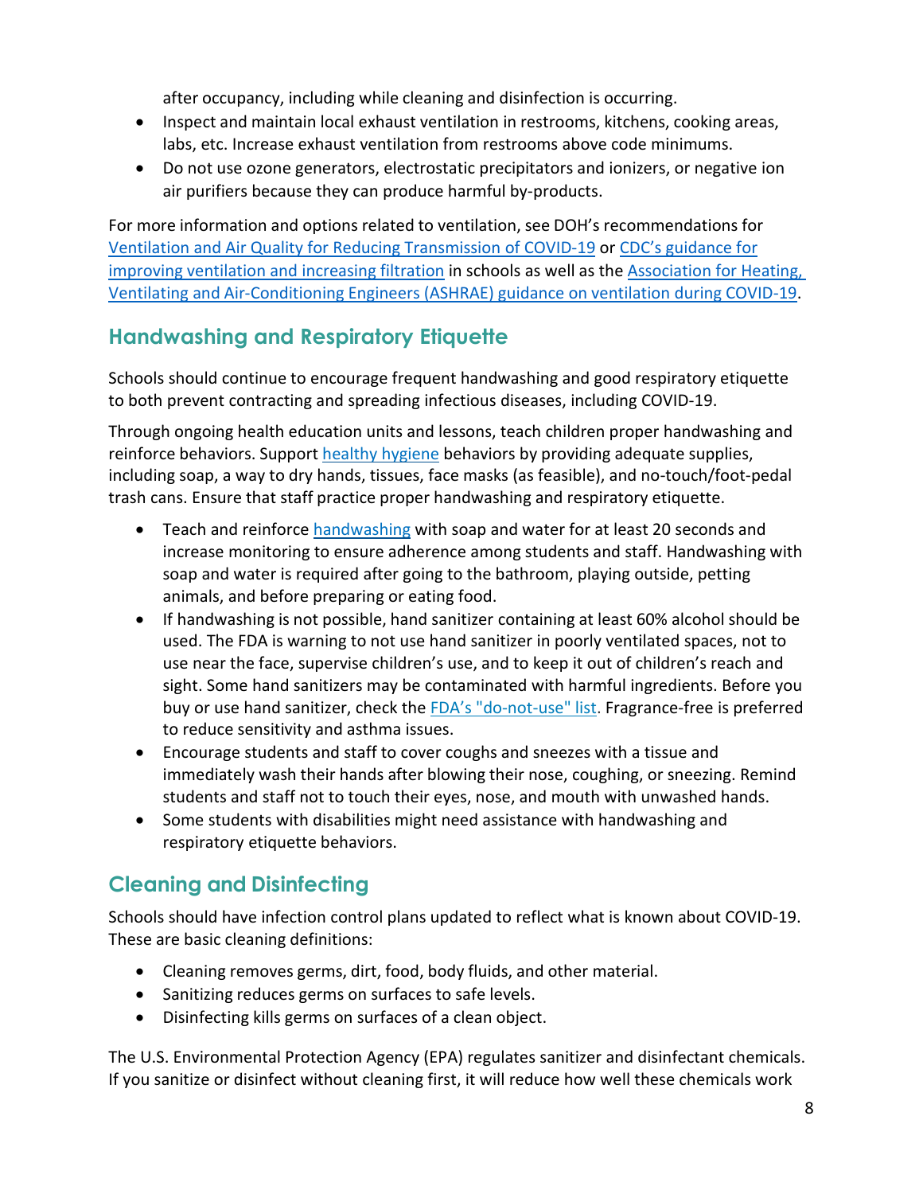after occupancy, including while cleaning and disinfection is occurring.

- Inspect and maintain local exhaust ventilation in restrooms, kitchens, cooking areas, labs, etc. Increase exhaust ventilation from restrooms above code minimums.
- Do not use ozone generators, electrostatic precipitators and ionizers, or negative ion air purifiers because they can produce harmful by-products.

For more information and options related to ventilation, see DOH's recommendations for Ventilation and Air Quality for Reducing Transmission of COVID-19 or CDC's guidance for improving ventilation and increasing filtration in schools as well as the Association for Heating, Ventilating and Air-Conditioning Engineers (ASHRAE) guidance on ventilation during COVID-19.

## Handwashing and Respiratory Etiquette

Schools should continue to encourage frequent handwashing and good respiratory etiquette to both prevent contracting and spreading infectious diseases, including COVID-19.

Through ongoing health education units and lessons, teach children proper handwashing and reinforce behaviors. Support healthy hygiene behaviors by providing adequate supplies, including soap, a way to dry hands, tissues, face masks (as feasible), and no-touch/foot-pedal trash cans. Ensure that staff practice proper handwashing and respiratory etiquette.

- Teach and reinforce handwashing with soap and water for at least 20 seconds and increase monitoring to ensure adherence among students and staff. Handwashing with soap and water is required after going to the bathroom, playing outside, petting animals, and before preparing or eating food.
- If handwashing is not possible, hand sanitizer containing at least 60% alcohol should be used. The FDA is warning to not use hand sanitizer in poorly ventilated spaces, not to use near the face, supervise children's use, and to keep it out of children's reach and sight. Some hand sanitizers may be contaminated with harmful ingredients. Before you buy or use hand sanitizer, check the FDA's "do-not-use" list. Fragrance-free is preferred to reduce sensitivity and asthma issues.
- Encourage students and staff to cover coughs and sneezes with a tissue and immediately wash their hands after blowing their nose, coughing, or sneezing. Remind students and staff not to touch their eyes, nose, and mouth with unwashed hands.
- Some students with disabilities might need assistance with handwashing and respiratory etiquette behaviors.

## Cleaning and Disinfecting

Schools should have infection control plans updated to reflect what is known about COVID-19. These are basic cleaning definitions:

- Cleaning removes germs, dirt, food, body fluids, and other material.
- Sanitizing reduces germs on surfaces to safe levels.
- Disinfecting kills germs on surfaces of a clean object.

The U.S. Environmental Protection Agency (EPA) regulates sanitizer and disinfectant chemicals. If you sanitize or disinfect without cleaning first, it will reduce how well these chemicals work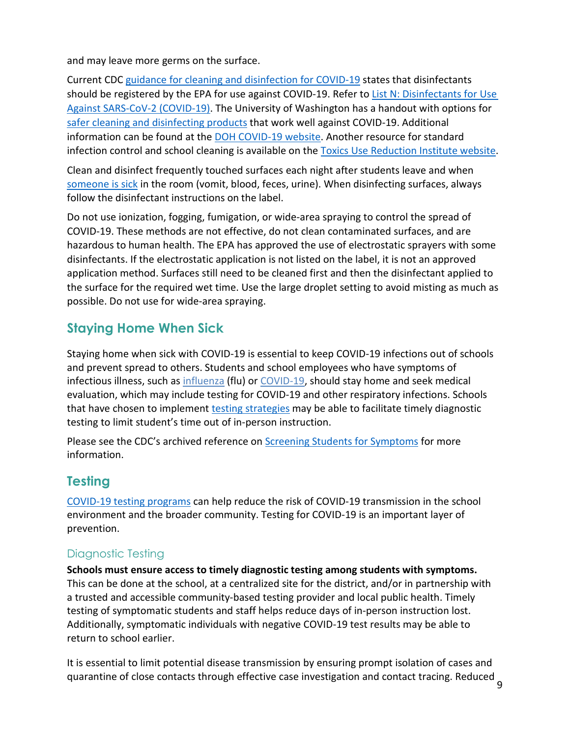and may leave more germs on the surface.

Current CDC guidance for cleaning and disinfection for COVID-19 states that disinfectants should be registered by the EPA for use against COVID-19. Refer to List N: Disinfectants for Use Against SARS-CoV-2 (COVID-19). The University of Washington has a handout with options for safer cleaning and disinfecting products that work well against COVID-19. Additional information can be found at the DOH COVID-19 website. Another resource for standard infection control and school cleaning is available on the Toxics Use Reduction Institute website.

Clean and disinfect frequently touched surfaces each night after students leave and when someone is sick in the room (vomit, blood, feces, urine). When disinfecting surfaces, always follow the disinfectant instructions on the label.

Do not use ionization, fogging, fumigation, or wide-area spraying to control the spread of COVID-19. These methods are not effective, do not clean contaminated surfaces, and are hazardous to human health. The EPA has approved the use of electrostatic sprayers with some disinfectants. If the electrostatic application is not listed on the label, it is not an approved application method. Surfaces still need to be cleaned first and then the disinfectant applied to the surface for the required wet time. Use the large droplet setting to avoid misting as much as possible. Do not use for wide-area spraying.

## Staying Home When Sick

Staying home when sick with COVID-19 is essential to keep COVID-19 infections out of schools and prevent spread to others. Students and school employees who have symptoms of infectious illness, such as influenza (flu) or COVID-19, should stay home and seek medical evaluation, which may include testing for COVID-19 and other respiratory infections. Schools that have chosen to implement testing strategies may be able to facilitate timely diagnostic testing to limit student's time out of in-person instruction.

Please see the CDC's archived reference on Screening Students for Symptoms for more information.

## Testing

COVID-19 testing programs can help reduce the risk of COVID-19 transmission in the school environment and the broader community. Testing for COVID-19 is an important layer of prevention.

### Diagnostic Testing

**Schools must ensure access to timely diagnostic testing among students with symptoms.** This can be done at the school, at a centralized site for the district, and/or in partnership with a trusted and accessible community-based testing provider and local public health. Timely testing of symptomatic students and staff helps reduce days of in-person instruction lost. Additionally, symptomatic individuals with negative COVID-19 test results may be able to return to school earlier.

It is essential to limit potential disease transmission by ensuring prompt isolation of cases and quarantine of close contacts through effective case investigation and contact tracing. Reduced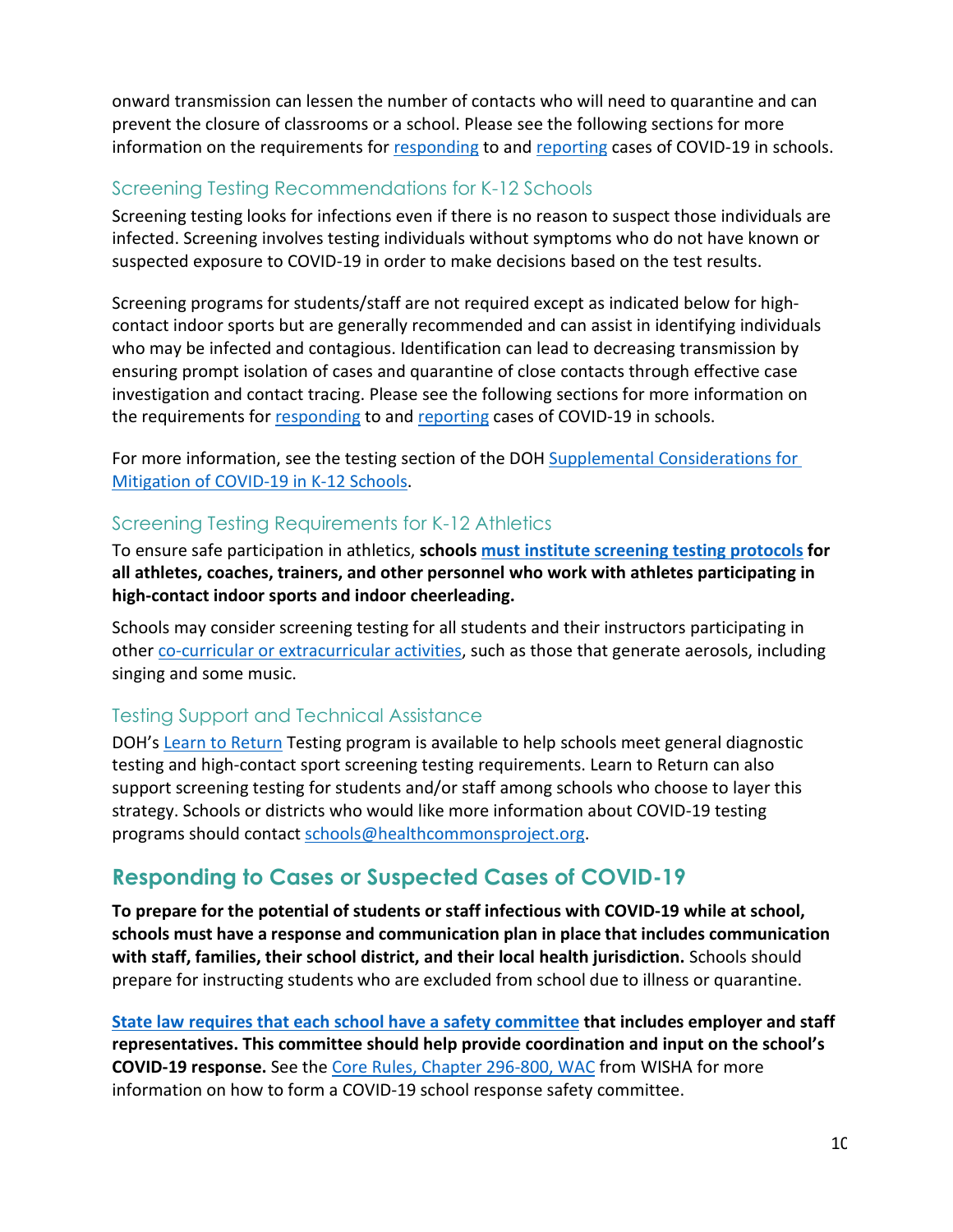onward transmission can lessen the number of contacts who will need to quarantine and can prevent the closure of classrooms or a school. Please see the following sections for more information on the requirements for responding to and reporting cases of COVID-19 in schools.

### Screening Testing Recommendations for K-12 Schools

Screening testing looks for infections even if there is no reason to suspect those individuals are infected. Screening involves testing individuals without symptoms who do not have known or suspected exposure to COVID-19 in order to make decisions based on the test results.

Screening programs for students/staff are not required except as indicated below for high-contact indoor sports but are generally recommended and can assist in identifying individuals who may be infected and contagious. Identification can lead to decreasing transmission by ensuring prompt isolation of cases and quarantine of close contacts through effective case investigation and contact tracing. Please see the following sections for more information on the requirements for responding to and reporting cases of COVID-19 in schools.

For more information, see the testing section of the DOH Supplemental Considerations for Mitigation of COVID-19 in K-12 Schools.

### Screening Testing Requirements for K-12 Athletics

To ensure safe participation in athletics, **schools must institute screening testing protocols for all athletes, coaches, trainers, and other personnel who work with athletes participating in high-contact indoor sports and indoor cheerleading.**

Schools may consider screening testing for all students and their instructors participating in other co-curricular or extracurricular activities, such as those that generate aerosols, including singing and some music.

### Testing Support and Technical Assistance

DOH's Learn to Return Testing program is available to help schools meet general diagnostic testing and high-contact sport screening testing requirements. Learn to Return can also support screening testing for students and/or staff among schools who choose to layer this strategy. Schools or districts who would like more information about COVID-19 testing programs should contact schools@healthcommonsproject.org.

## Responding to Cases or Suspected Cases of COVID-19

**To prepare for the potential of students or staff infectious with COVID-19 while at school, schools must have a response and communication plan in place that includes communication with staff, families, their school district, and their local health jurisdiction.** Schools should prepare for instructing students who are excluded from school due to illness or quarantine.

**State law requires that each school have a safety committee that includes employer and staff representatives. This committee should help provide coordination and input on the school's COVID-19 response.** See the Core Rules, Chapter 296-800, WAC from WISHA for more information on how to form a COVID-19 school response safety committee.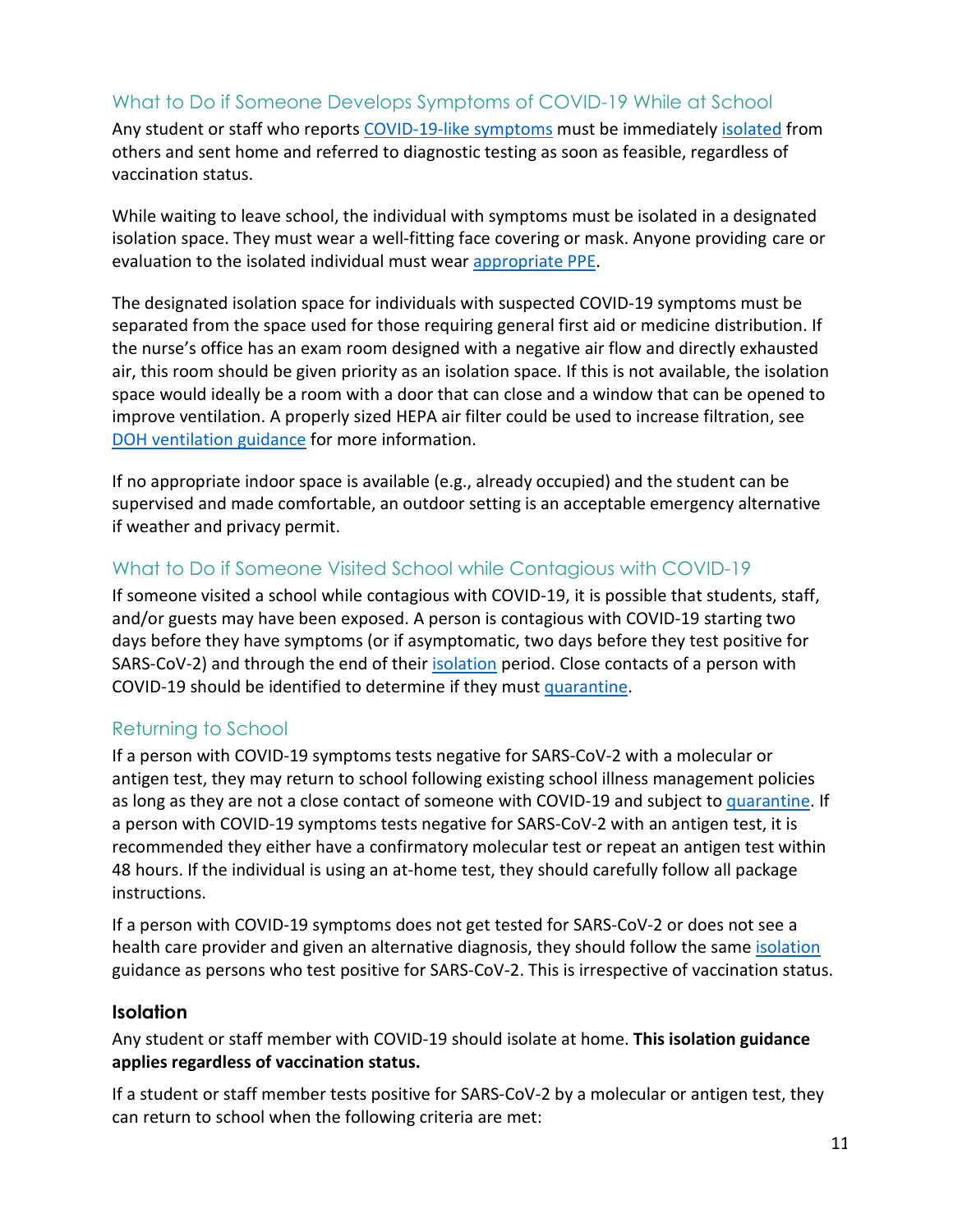## What to Do if Someone Develops Symptoms of COVID-19 While at School

Any student or staff who reports COVID-19-like symptoms must be immediately isolated from others and sent home and referred to diagnostic testing as soon as feasible, regardless of vaccination status.

While waiting to leave school, the individual with symptoms must be isolated in a designated isolation space. They must wear a well-fitting face covering or mask. Anyone providing care or evaluation to the isolated individual must wear appropriate PPE.

The designated isolation space for individuals with suspected COVID-19 symptoms must be separated from the space used for those requiring general first aid or medicine distribution. If the nurse's office has an exam room designed with a negative air flow and directly exhausted air, this room should be given priority as an isolation space. If this is not available, the isolation space would ideally be a room with a door that can close and a window that can be opened to improve ventilation. A properly sized HEPA air filter could be used to increase filtration, see DOH ventilation guidance for more information.

If no appropriate indoor space is available (e.g., already occupied) and the student can be supervised and made comfortable, an outdoor setting is an acceptable emergency alternative if weather and privacy permit.

## What to Do if Someone Visited School while Contagious with COVID-19

If someone visited a school while contagious with COVID-19, it is possible that students, staff, and/or guests may have been exposed. A person is contagious with COVID-19 starting two days before they have symptoms (or if asymptomatic, two days before they test positive for SARS-CoV-2) and through the end of their isolation period. Close contacts of a person with COVID-19 should be identified to determine if they must quarantine.

## Returning to School

If a person with COVID-19 symptoms tests negative for SARS-CoV-2 with a molecular or antigen test, they may return to school following existing school illness management policies as long as they are not a close contact of someone with COVID-19 and subject to quarantine. If a person with COVID-19 symptoms tests negative for SARS-CoV-2 with an antigen test, it is recommended they either have a confirmatory molecular test or repeat an antigen test within 48 hours. If the individual is using an at-home test, they should carefully follow all package instructions.

If a person with COVID-19 symptoms does not get tested for SARS-CoV-2 or does not see a health care provider and given an alternative diagnosis, they should follow the same isolation guidance as persons who test positive for SARS-CoV-2. This is irrespective of vaccination status.

### Isolation

Any student or staff member with COVID-19 should isolate at home. **This isolation guidance applies regardless of vaccination status.**

If a student or staff member tests positive for SARS-CoV-2 by a molecular or antigen test, they can return to school when the following criteria are met: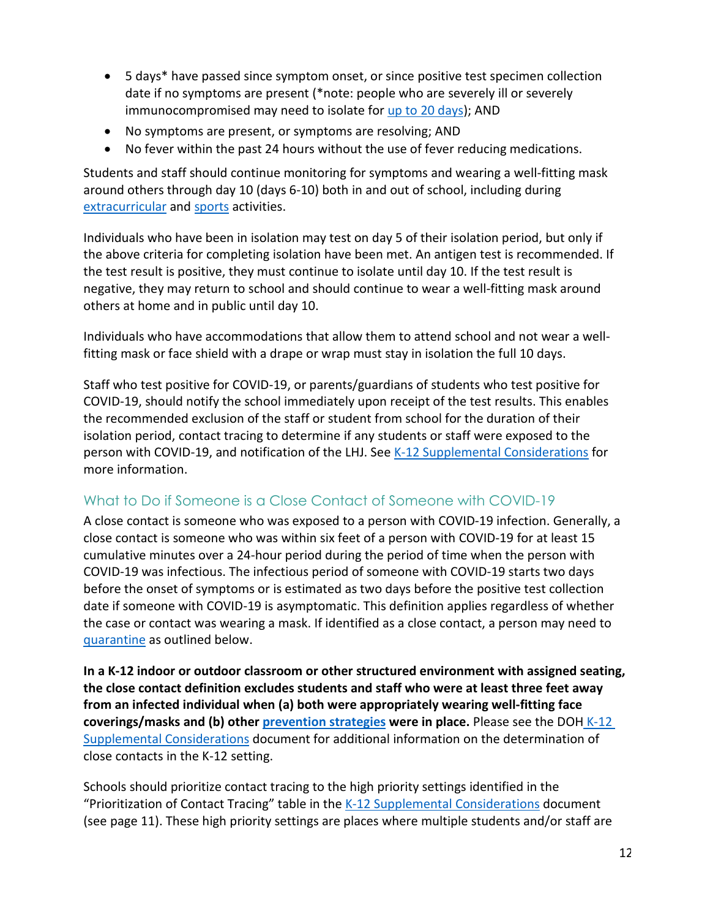- 5 days* have passed since symptom onset, or since positive test specimen collection date if no symptoms are present (*note: people who are severely ill or severely immunocompromised may need to isolate for up to 20 days); AND
- No symptoms are present, or symptoms are resolving; AND
- No fever within the past 24 hours without the use of fever reducing medications.

Students and staff should continue monitoring for symptoms and wearing a well-fitting mask around others through day 10 (days 6-10) both in and out of school, including during extracurricular and sports activities.

Individuals who have been in isolation may test on day 5 of their isolation period, but only if the above criteria for completing isolation have been met. An antigen test is recommended. If the test result is positive, they must continue to isolate until day 10. If the test result is negative, they may return to school and should continue to wear a well-fitting mask around others at home and in public until day 10.

Individuals who have accommodations that allow them to attend school and not wear a well-fitting mask or face shield with a drape or wrap must stay in isolation the full 10 days.

Staff who test positive for COVID-19, or parents/guardians of students who test positive for COVID-19, should notify the school immediately upon receipt of the test results. This enables the recommended exclusion of the staff or student from school for the duration of their isolation period, contact tracing to determine if any students or staff were exposed to the person with COVID-19, and notification of the LHJ. See K-12 Supplemental Considerations for more information.

### What to Do if Someone is a Close Contact of Someone with COVID-19

A close contact is someone who was exposed to a person with COVID-19 infection. Generally, a close contact is someone who was within six feet of a person with COVID-19 for at least 15 cumulative minutes over a 24-hour period during the period of time when the person with COVID-19 was infectious. The infectious period of someone with COVID-19 starts two days before the onset of symptoms or is estimated as two days before the positive test collection date if someone with COVID-19 is asymptomatic. This definition applies regardless of whether the case or contact was wearing a mask. If identified as a close contact, a person may need to quarantine as outlined below.

**In a K-12 indoor or outdoor classroom or other structured environment with assigned seating, the close contact definition excludes students and staff who were at least three feet away from an infected individual when (a) both were appropriately wearing well-fitting face coverings/masks and (b) other prevention strategies were in place.** Please see the DOH K-12 Supplemental Considerations document for additional information on the determination of close contacts in the K-12 setting.

Schools should prioritize contact tracing to the high priority settings identified in the "Prioritization of Contact Tracing" table in the K-12 Supplemental Considerations document (see page 11). These high priority settings are places where multiple students and/or staff are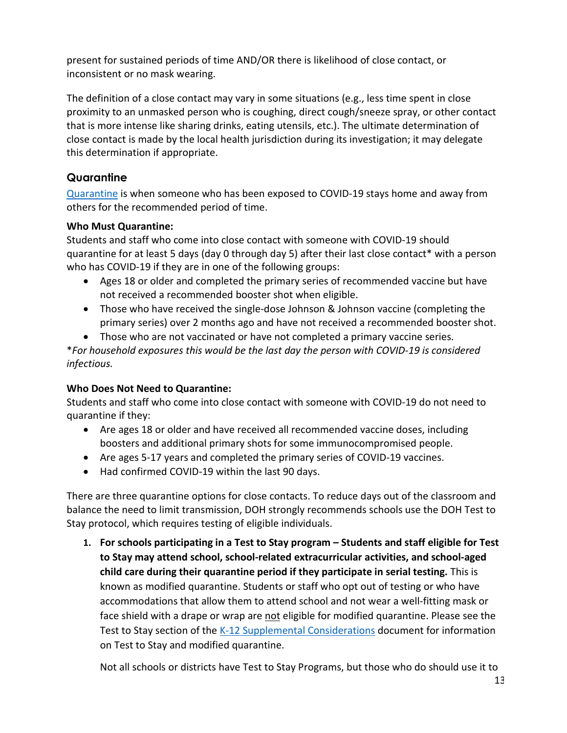present for sustained periods of time AND/OR there is likelihood of close contact, or inconsistent or no mask wearing.

The definition of a close contact may vary in some situations (e.g., less time spent in close proximity to an unmasked person who is coughing, direct cough/sneeze spray, or other contact that is more intense like sharing drinks, eating utensils, etc.). The ultimate determination of close contact is made by the local health jurisdiction during its investigation; it may delegate this determination if appropriate.

## Quarantine

Quarantine is when someone who has been exposed to COVID-19 stays home and away from others for the recommended period of time.

**Who Must Quarantine:**
Students and staff who come into close contact with someone with COVID-19 should quarantine for at least 5 days (day 0 through day 5) after their last close contact* with a person who has COVID-19 if they are in one of the following groups:

- Ages 18 or older and completed the primary series of recommended vaccine but have not received a recommended booster shot when eligible.
- Those who have received the single-dose Johnson & Johnson vaccine (completing the primary series) over 2 months ago and have not received a recommended booster shot.
- Those who are not vaccinated or have not completed a primary vaccine series.

*\*For household exposures this would be the last day the person with COVID-19 is considered infectious.*

**Who Does Not Need to Quarantine:**
Students and staff who come into close contact with someone with COVID-19 do not need to quarantine if they:

- Are ages 18 or older and have received all recommended vaccine doses, including boosters and additional primary shots for some immunocompromised people.
- Are ages 5-17 years and completed the primary series of COVID-19 vaccines.
- Had confirmed COVID-19 within the last 90 days.

There are three quarantine options for close contacts. To reduce days out of the classroom and balance the need to limit transmission, DOH strongly recommends schools use the DOH Test to Stay protocol, which requires testing of eligible individuals.

1. **For schools participating in a Test to Stay program – Students and staff eligible for Test to Stay may attend school, school-related extracurricular activities, and school-aged child care during their quarantine period if they participate in serial testing.** This is known as modified quarantine. Students or staff who opt out of testing or who have accommodations that allow them to attend school and not wear a well-fitting mask or face shield with a drape or wrap are not eligible for modified quarantine. Please see the Test to Stay section of the K-12 Supplemental Considerations document for information on Test to Stay and modified quarantine.

   Not all schools or districts have Test to Stay Programs, but those who do should use it to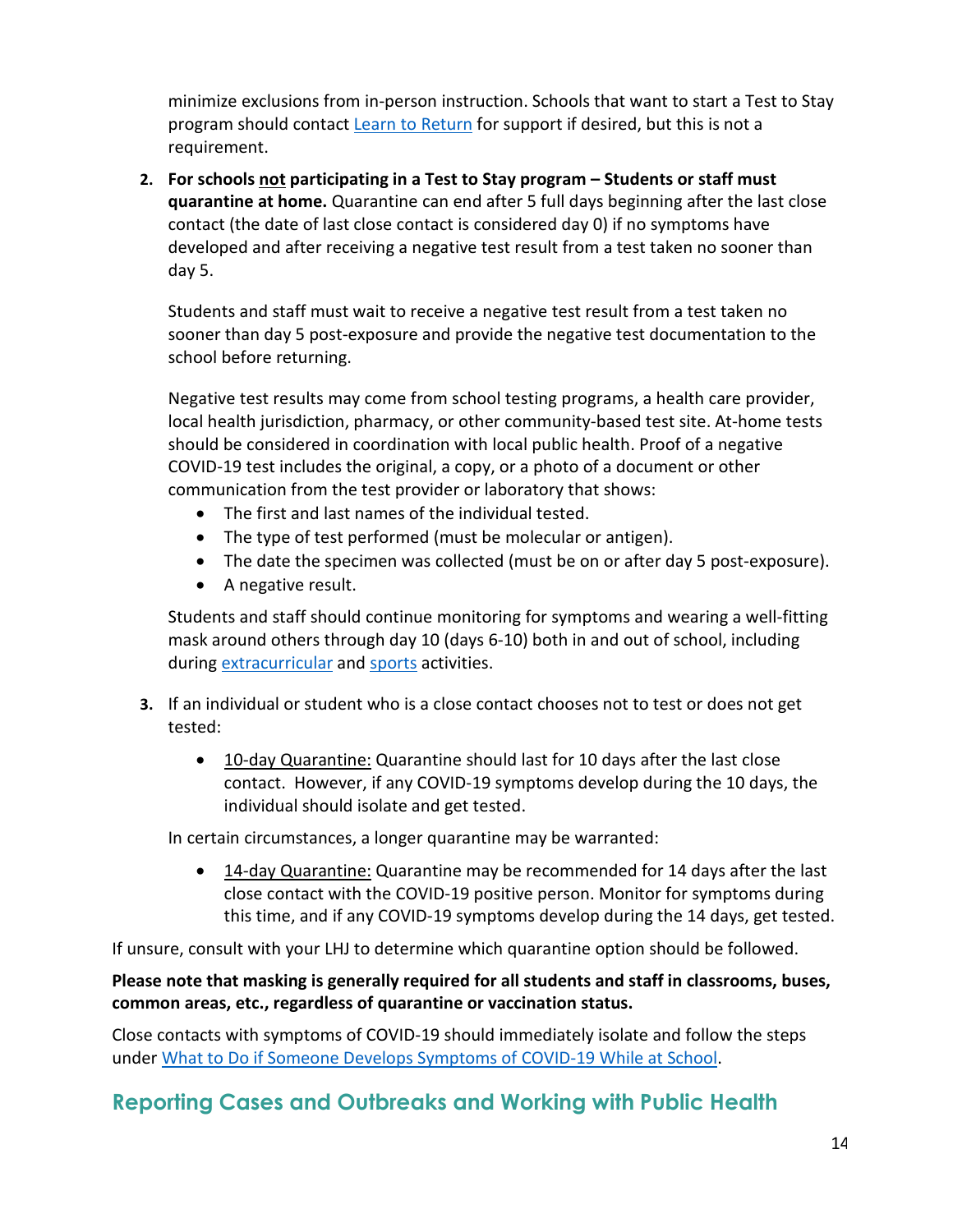minimize exclusions from in-person instruction. Schools that want to start a Test to Stay program should contact Learn to Return for support if desired, but this is not a requirement.

2. **For schools not participating in a Test to Stay program – Students or staff must quarantine at home.** Quarantine can end after 5 full days beginning after the last close contact (the date of last close contact is considered day 0) if no symptoms have developed and after receiving a negative test result from a test taken no sooner than day 5.

   Students and staff must wait to receive a negative test result from a test taken no sooner than day 5 post-exposure and provide the negative test documentation to the school before returning.

   Negative test results may come from school testing programs, a health care provider, local health jurisdiction, pharmacy, or other community-based test site. At-home tests should be considered in coordination with local public health. Proof of a negative COVID-19 test includes the original, a copy, or a photo of a document or other communication from the test provider or laboratory that shows:
   - The first and last names of the individual tested.
   - The type of test performed (must be molecular or antigen).
   - The date the specimen was collected (must be on or after day 5 post-exposure).
   - A negative result.

   Students and staff should continue monitoring for symptoms and wearing a well-fitting mask around others through day 10 (days 6-10) both in and out of school, including during extracurricular and sports activities.

3. If an individual or student who is a close contact chooses not to test or does not get tested:

   - 10-day Quarantine: Quarantine should last for 10 days after the last close contact. However, if any COVID-19 symptoms develop during the 10 days, the individual should isolate and get tested.

   In certain circumstances, a longer quarantine may be warranted:

   - 14-day Quarantine: Quarantine may be recommended for 14 days after the last close contact with the COVID-19 positive person. Monitor for symptoms during this time, and if any COVID-19 symptoms develop during the 14 days, get tested.

If unsure, consult with your LHJ to determine which quarantine option should be followed.

**Please note that masking is generally required for all students and staff in classrooms, buses, common areas, etc., regardless of quarantine or vaccination status.**

Close contacts with symptoms of COVID-19 should immediately isolate and follow the steps under What to Do if Someone Develops Symptoms of COVID-19 While at School.

## Reporting Cases and Outbreaks and Working with Public Health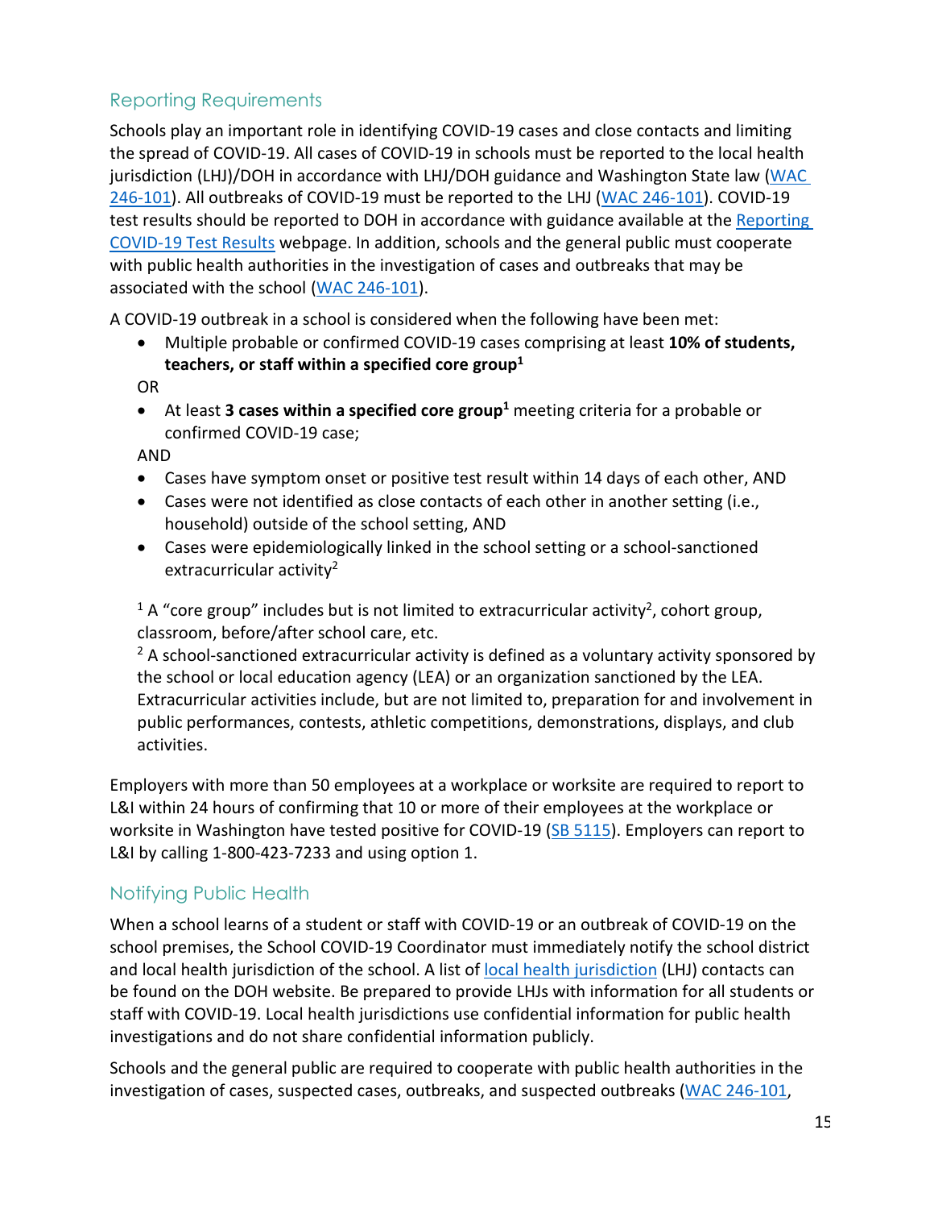## Reporting Requirements

Schools play an important role in identifying COVID-19 cases and close contacts and limiting the spread of COVID-19. All cases of COVID-19 in schools must be reported to the local health jurisdiction (LHJ)/DOH in accordance with LHJ/DOH guidance and Washington State law (WAC 246-101). All outbreaks of COVID-19 must be reported to the LHJ (WAC 246-101). COVID-19 test results should be reported to DOH in accordance with guidance available at the Reporting COVID-19 Test Results webpage. In addition, schools and the general public must cooperate with public health authorities in the investigation of cases and outbreaks that may be associated with the school (WAC 246-101).

A COVID-19 outbreak in a school is considered when the following have been met:

- Multiple probable or confirmed COVID-19 cases comprising at least **10% of students, teachers, or staff within a specified core group**[1]

OR

- At least **3 cases within a specified core group**[1] meeting criteria for a probable or confirmed COVID-19 case;

AND

- Cases have symptom onset or positive test result within 14 days of each other, AND
- Cases were not identified as close contacts of each other in another setting (i.e., household) outside of the school setting, AND
- Cases were epidemiologically linked in the school setting or a school-sanctioned extracurricular activity[2]

[1] A "core group" includes but is not limited to extracurricular activity[2], cohort group, classroom, before/after school care, etc.

[2] A school-sanctioned extracurricular activity is defined as a voluntary activity sponsored by the school or local education agency (LEA) or an organization sanctioned by the LEA. Extracurricular activities include, but are not limited to, preparation for and involvement in public performances, contests, athletic competitions, demonstrations, displays, and club activities.

Employers with more than 50 employees at a workplace or worksite are required to report to L&I within 24 hours of confirming that 10 or more of their employees at the workplace or worksite in Washington have tested positive for COVID-19 (SB 5115). Employers can report to L&I by calling 1-800-423-7233 and using option 1.

## Notifying Public Health

When a school learns of a student or staff with COVID-19 or an outbreak of COVID-19 on the school premises, the School COVID-19 Coordinator must immediately notify the school district and local health jurisdiction of the school. A list of local health jurisdiction (LHJ) contacts can be found on the DOH website. Be prepared to provide LHJs with information for all students or staff with COVID-19. Local health jurisdictions use confidential information for public health investigations and do not share confidential information publicly.

Schools and the general public are required to cooperate with public health authorities in the investigation of cases, suspected cases, outbreaks, and suspected outbreaks (WAC 246-101,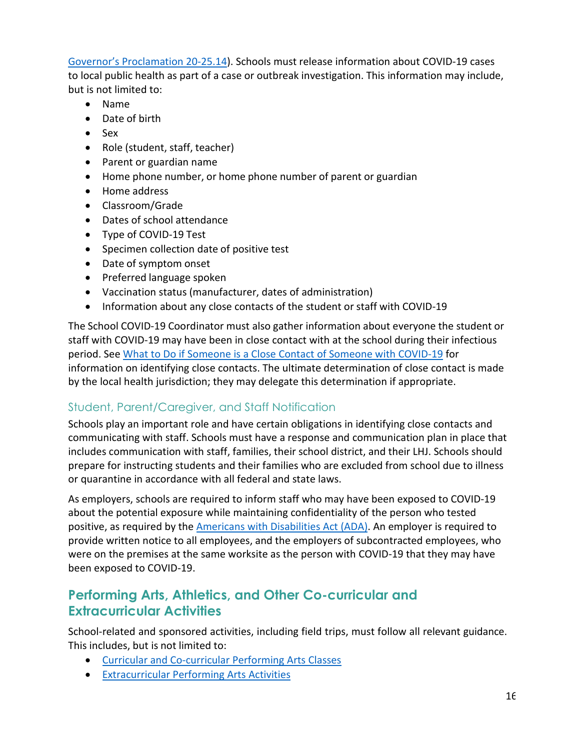[Governor's Proclamation 20-25.14](). Schools must release information about COVID-19 cases to local public health as part of a case or outbreak investigation. This information may include, but is not limited to:

- Name
- Date of birth
- Sex
- Role (student, staff, teacher)
- Parent or guardian name
- Home phone number, or home phone number of parent or guardian
- Home address
- Classroom/Grade
- Dates of school attendance
- Type of COVID-19 Test
- Specimen collection date of positive test
- Date of symptom onset
- Preferred language spoken
- Vaccination status (manufacturer, dates of administration)
- Information about any close contacts of the student or staff with COVID-19

The School COVID-19 Coordinator must also gather information about everyone the student or staff with COVID-19 may have been in close contact with at the school during their infectious period. See [What to Do if Someone is a Close Contact of Someone with COVID-19]() for information on identifying close contacts. The ultimate determination of close contact is made by the local health jurisdiction; they may delegate this determination if appropriate.

### Student, Parent/Caregiver, and Staff Notification

Schools play an important role and have certain obligations in identifying close contacts and communicating with staff. Schools must have a response and communication plan in place that includes communication with staff, families, their school district, and their LHJ. Schools should prepare for instructing students and their families who are excluded from school due to illness or quarantine in accordance with all federal and state laws.

As employers, schools are required to inform staff who may have been exposed to COVID-19 about the potential exposure while maintaining confidentiality of the person who tested positive, as required by the [Americans with Disabilities Act (ADA)](). An employer is required to provide written notice to all employees, and the employers of subcontracted employees, who were on the premises at the same worksite as the person with COVID-19 that they may have been exposed to COVID-19.

## Performing Arts, Athletics, and Other Co-curricular and Extracurricular Activities

School-related and sponsored activities, including field trips, must follow all relevant guidance. This includes, but is not limited to:

- [Curricular and Co-curricular Performing Arts Classes]()
- [Extracurricular Performing Arts Activities]()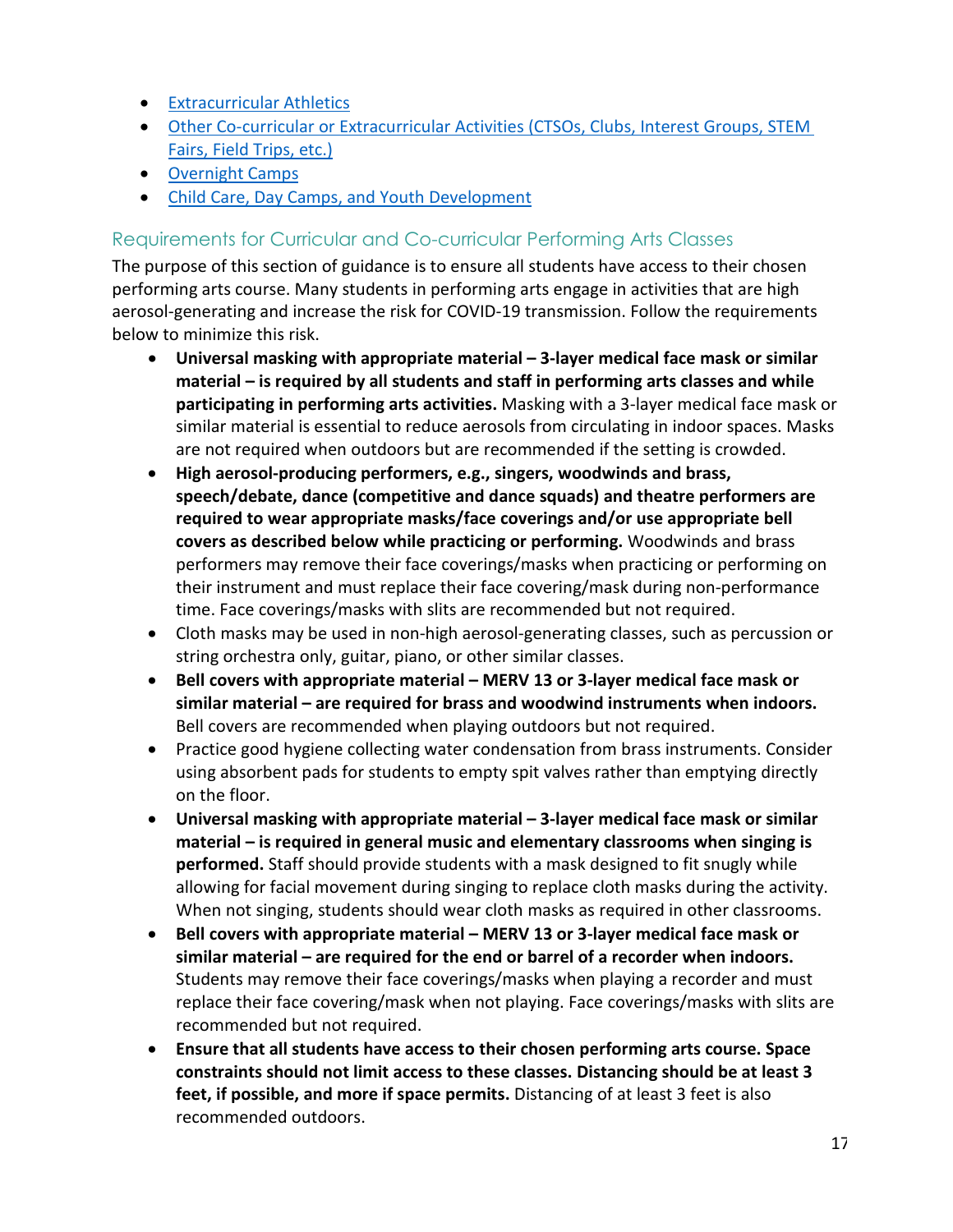- Extracurricular Athletics
- Other Co-curricular or Extracurricular Activities (CTSOs, Clubs, Interest Groups, STEM Fairs, Field Trips, etc.)
- Overnight Camps
- Child Care, Day Camps, and Youth Development

## Requirements for Curricular and Co-curricular Performing Arts Classes

The purpose of this section of guidance is to ensure all students have access to their chosen performing arts course. Many students in performing arts engage in activities that are high aerosol-generating and increase the risk for COVID-19 transmission. Follow the requirements below to minimize this risk.

- **Universal masking with appropriate material – 3-layer medical face mask or similar material – is required by all students and staff in performing arts classes and while participating in performing arts activities.** Masking with a 3-layer medical face mask or similar material is essential to reduce aerosols from circulating in indoor spaces. Masks are not required when outdoors but are recommended if the setting is crowded.
- **High aerosol-producing performers, e.g., singers, woodwinds and brass, speech/debate, dance (competitive and dance squads) and theatre performers are required to wear appropriate masks/face coverings and/or use appropriate bell covers as described below while practicing or performing.** Woodwinds and brass performers may remove their face coverings/masks when practicing or performing on their instrument and must replace their face covering/mask during non-performance time. Face coverings/masks with slits are recommended but not required.
- Cloth masks may be used in non-high aerosol-generating classes, such as percussion or string orchestra only, guitar, piano, or other similar classes.
- **Bell covers with appropriate material – MERV 13 or 3-layer medical face mask or similar material – are required for brass and woodwind instruments when indoors.** Bell covers are recommended when playing outdoors but not required.
- Practice good hygiene collecting water condensation from brass instruments. Consider using absorbent pads for students to empty spit valves rather than emptying directly on the floor.
- **Universal masking with appropriate material – 3-layer medical face mask or similar material – is required in general music and elementary classrooms when singing is performed.** Staff should provide students with a mask designed to fit snugly while allowing for facial movement during singing to replace cloth masks during the activity. When not singing, students should wear cloth masks as required in other classrooms.
- **Bell covers with appropriate material – MERV 13 or 3-layer medical face mask or similar material – are required for the end or barrel of a recorder when indoors.** Students may remove their face coverings/masks when playing a recorder and must replace their face covering/mask when not playing. Face coverings/masks with slits are recommended but not required.
- **Ensure that all students have access to their chosen performing arts course. Space constraints should not limit access to these classes. Distancing should be at least 3 feet, if possible, and more if space permits.** Distancing of at least 3 feet is also recommended outdoors.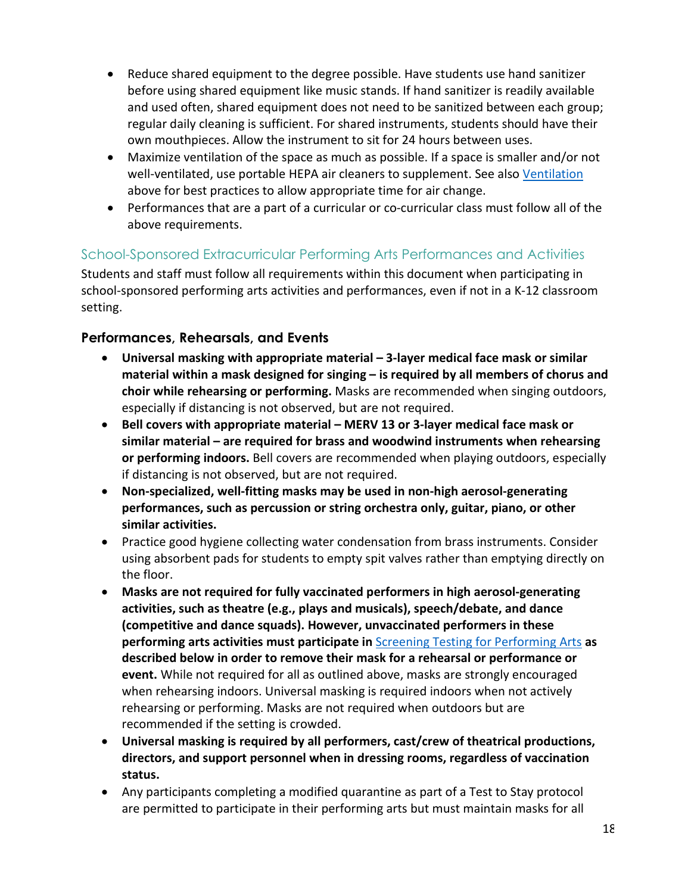- Reduce shared equipment to the degree possible. Have students use hand sanitizer before using shared equipment like music stands. If hand sanitizer is readily available and used often, shared equipment does not need to be sanitized between each group; regular daily cleaning is sufficient. For shared instruments, students should have their own mouthpieces. Allow the instrument to sit for 24 hours between uses.
- Maximize ventilation of the space as much as possible. If a space is smaller and/or not well-ventilated, use portable HEPA air cleaners to supplement. See also Ventilation above for best practices to allow appropriate time for air change.
- Performances that are a part of a curricular or co-curricular class must follow all of the above requirements.

## School-Sponsored Extracurricular Performing Arts Performances and Activities

Students and staff must follow all requirements within this document when participating in school-sponsored performing arts activities and performances, even if not in a K-12 classroom setting.

### Performances, Rehearsals, and Events

- **Universal masking with appropriate material – 3-layer medical face mask or similar material within a mask designed for singing – is required by all members of chorus and choir while rehearsing or performing.** Masks are recommended when singing outdoors, especially if distancing is not observed, but are not required.
- **Bell covers with appropriate material – MERV 13 or 3-layer medical face mask or similar material – are required for brass and woodwind instruments when rehearsing or performing indoors.** Bell covers are recommended when playing outdoors, especially if distancing is not observed, but are not required.
- **Non-specialized, well-fitting masks may be used in non-high aerosol-generating performances, such as percussion or string orchestra only, guitar, piano, or other similar activities.**
- Practice good hygiene collecting water condensation from brass instruments. Consider using absorbent pads for students to empty spit valves rather than emptying directly on the floor.
- **Masks are not required for fully vaccinated performers in high aerosol-generating activities, such as theatre (e.g., plays and musicals), speech/debate, and dance (competitive and dance squads). However, unvaccinated performers in these performing arts activities must participate in Screening Testing for Performing Arts as described below in order to remove their mask for a rehearsal or performance or event.** While not required for all as outlined above, masks are strongly encouraged when rehearsing indoors. Universal masking is required indoors when not actively rehearsing or performing. Masks are not required when outdoors but are recommended if the setting is crowded.
- **Universal masking is required by all performers, cast/crew of theatrical productions, directors, and support personnel when in dressing rooms, regardless of vaccination status.**
- Any participants completing a modified quarantine as part of a Test to Stay protocol are permitted to participate in their performing arts but must maintain masks for all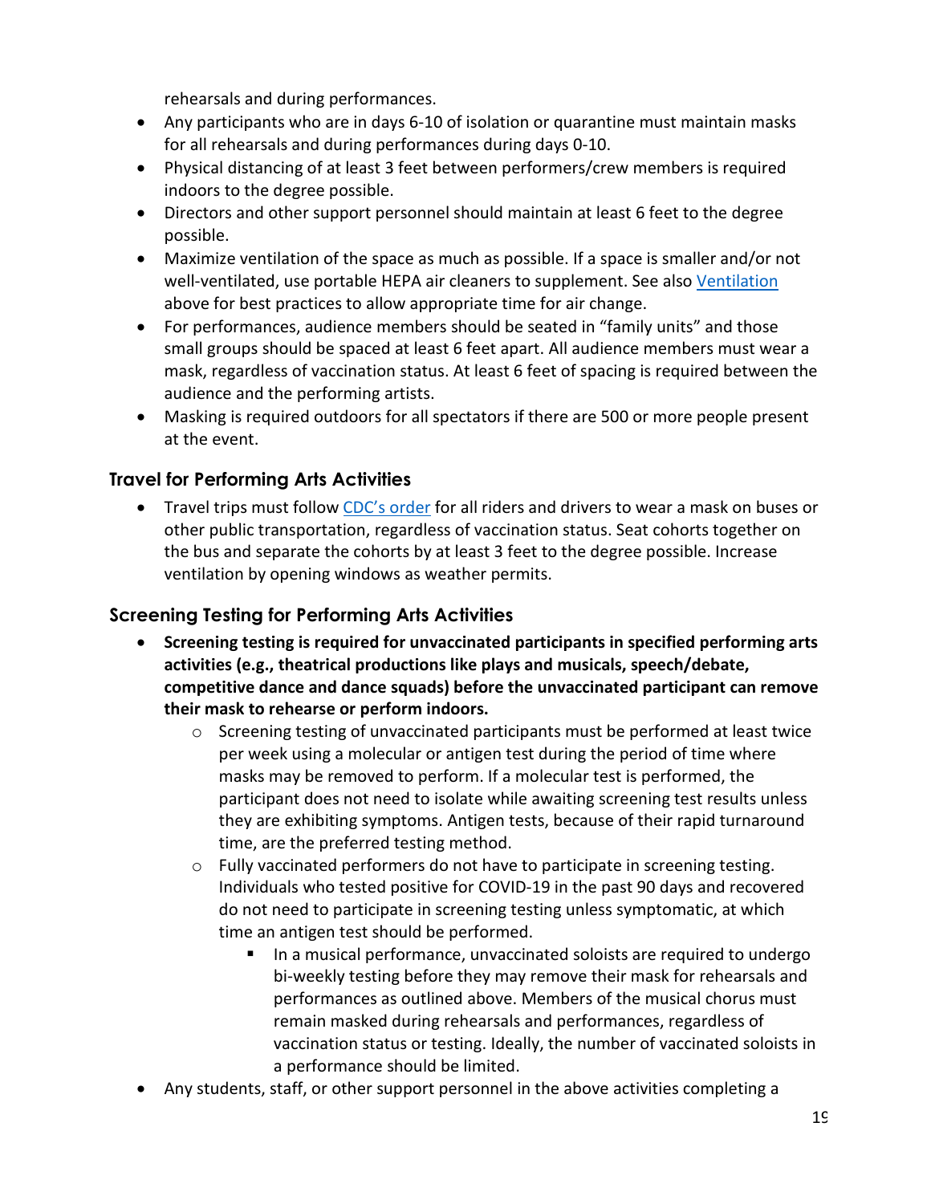rehearsals and during performances.

- Any participants who are in days 6-10 of isolation or quarantine must maintain masks for all rehearsals and during performances during days 0-10.
- Physical distancing of at least 3 feet between performers/crew members is required indoors to the degree possible.
- Directors and other support personnel should maintain at least 6 feet to the degree possible.
- Maximize ventilation of the space as much as possible. If a space is smaller and/or not well-ventilated, use portable HEPA air cleaners to supplement. See also Ventilation above for best practices to allow appropriate time for air change.
- For performances, audience members should be seated in "family units" and those small groups should be spaced at least 6 feet apart. All audience members must wear a mask, regardless of vaccination status. At least 6 feet of spacing is required between the audience and the performing artists.
- Masking is required outdoors for all spectators if there are 500 or more people present at the event.

### Travel for Performing Arts Activities

- Travel trips must follow CDC's order for all riders and drivers to wear a mask on buses or other public transportation, regardless of vaccination status. Seat cohorts together on the bus and separate the cohorts by at least 3 feet to the degree possible. Increase ventilation by opening windows as weather permits.

### Screening Testing for Performing Arts Activities

- **Screening testing is required for unvaccinated participants in specified performing arts activities (e.g., theatrical productions like plays and musicals, speech/debate, competitive dance and dance squads) before the unvaccinated participant can remove their mask to rehearse or perform indoors.**
  - Screening testing of unvaccinated participants must be performed at least twice per week using a molecular or antigen test during the period of time where masks may be removed to perform. If a molecular test is performed, the participant does not need to isolate while awaiting screening test results unless they are exhibiting symptoms. Antigen tests, because of their rapid turnaround time, are the preferred testing method.
  - Fully vaccinated performers do not have to participate in screening testing. Individuals who tested positive for COVID-19 in the past 90 days and recovered do not need to participate in screening testing unless symptomatic, at which time an antigen test should be performed.
    - In a musical performance, unvaccinated soloists are required to undergo bi-weekly testing before they may remove their mask for rehearsals and performances as outlined above. Members of the musical chorus must remain masked during rehearsals and performances, regardless of vaccination status or testing. Ideally, the number of vaccinated soloists in a performance should be limited.
- Any students, staff, or other support personnel in the above activities completing a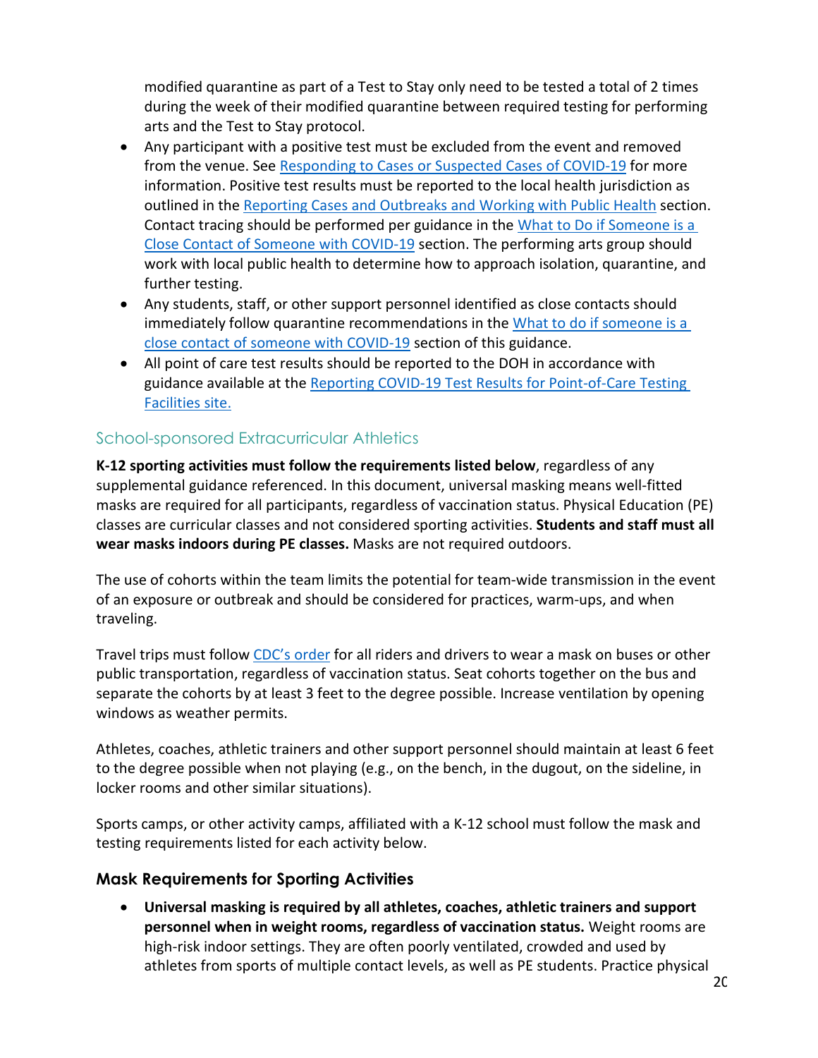modified quarantine as part of a Test to Stay only need to be tested a total of 2 times during the week of their modified quarantine between required testing for performing arts and the Test to Stay protocol.

- Any participant with a positive test must be excluded from the event and removed from the venue. See Responding to Cases or Suspected Cases of COVID-19 for more information. Positive test results must be reported to the local health jurisdiction as outlined in the Reporting Cases and Outbreaks and Working with Public Health section. Contact tracing should be performed per guidance in the What to Do if Someone is a Close Contact of Someone with COVID-19 section. The performing arts group should work with local public health to determine how to approach isolation, quarantine, and further testing.
- Any students, staff, or other support personnel identified as close contacts should immediately follow quarantine recommendations in the What to do if someone is a close contact of someone with COVID-19 section of this guidance.
- All point of care test results should be reported to the DOH in accordance with guidance available at the Reporting COVID-19 Test Results for Point-of-Care Testing Facilities site.

## School-sponsored Extracurricular Athletics

**K-12 sporting activities must follow the requirements listed below**, regardless of any supplemental guidance referenced. In this document, universal masking means well-fitted masks are required for all participants, regardless of vaccination status. Physical Education (PE) classes are curricular classes and not considered sporting activities. **Students and staff must all wear masks indoors during PE classes.** Masks are not required outdoors.

The use of cohorts within the team limits the potential for team-wide transmission in the event of an exposure or outbreak and should be considered for practices, warm-ups, and when traveling.

Travel trips must follow CDC's order for all riders and drivers to wear a mask on buses or other public transportation, regardless of vaccination status. Seat cohorts together on the bus and separate the cohorts by at least 3 feet to the degree possible. Increase ventilation by opening windows as weather permits.

Athletes, coaches, athletic trainers and other support personnel should maintain at least 6 feet to the degree possible when not playing (e.g., on the bench, in the dugout, on the sideline, in locker rooms and other similar situations).

Sports camps, or other activity camps, affiliated with a K-12 school must follow the mask and testing requirements listed for each activity below.

### Mask Requirements for Sporting Activities

- **Universal masking is required by all athletes, coaches, athletic trainers and support personnel when in weight rooms, regardless of vaccination status.** Weight rooms are high-risk indoor settings. They are often poorly ventilated, crowded and used by athletes from sports of multiple contact levels, as well as PE students. Practice physical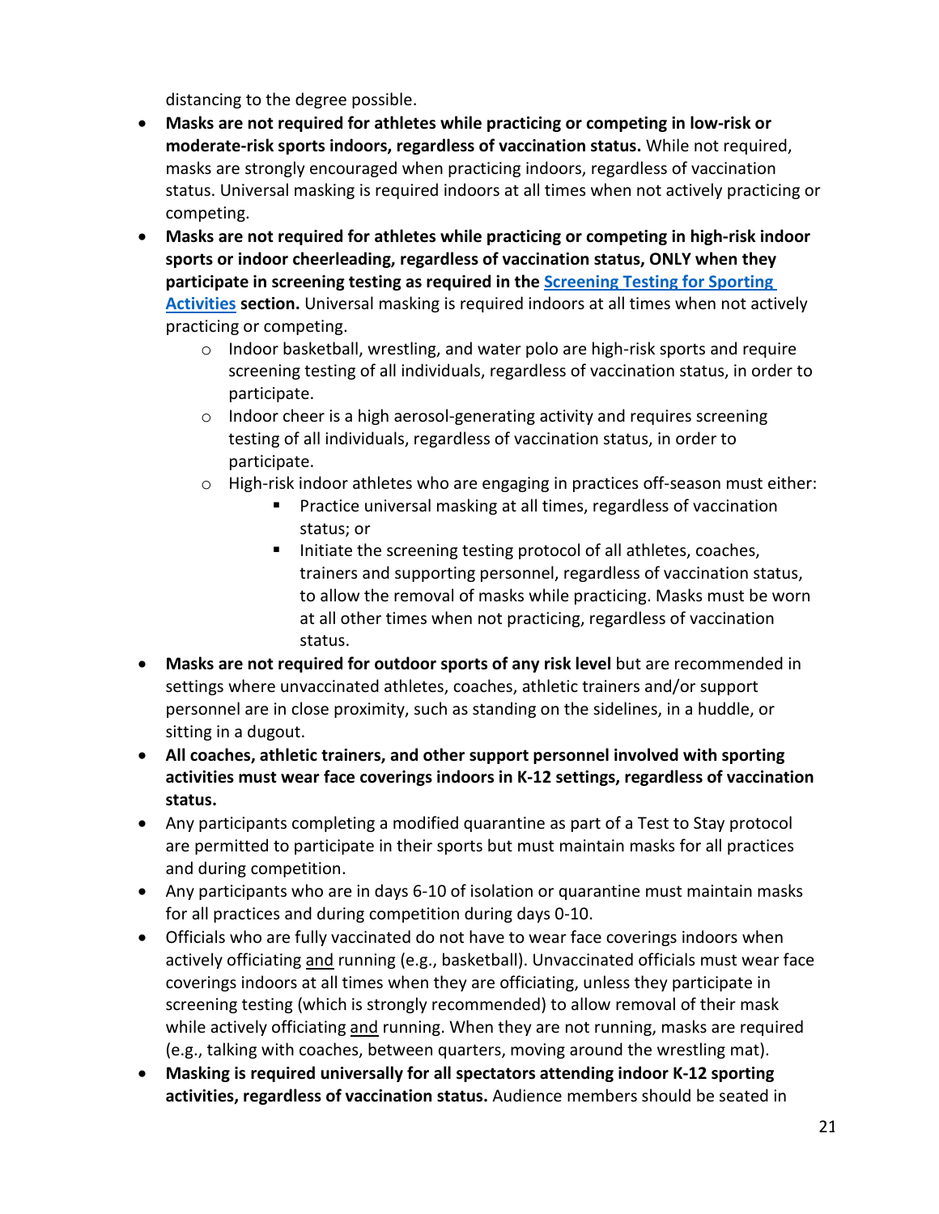distancing to the degree possible.

- **Masks are not required for athletes while practicing or competing in low-risk or moderate-risk sports indoors, regardless of vaccination status.** While not required, masks are strongly encouraged when practicing indoors, regardless of vaccination status. Universal masking is required indoors at all times when not actively practicing or competing.
- **Masks are not required for athletes while practicing or competing in high-risk indoor sports or indoor cheerleading, regardless of vaccination status, ONLY when they participate in screening testing as required in the [Screening Testing for Sporting Activities](#) section.** Universal masking is required indoors at all times when not actively practicing or competing.
  - Indoor basketball, wrestling, and water polo are high-risk sports and require screening testing of all individuals, regardless of vaccination status, in order to participate.
  - Indoor cheer is a high aerosol-generating activity and requires screening testing of all individuals, regardless of vaccination status, in order to participate.
  - High-risk indoor athletes who are engaging in practices off-season must either:
    - Practice universal masking at all times, regardless of vaccination status; or
    - Initiate the screening testing protocol of all athletes, coaches, trainers and supporting personnel, regardless of vaccination status, to allow the removal of masks while practicing. Masks must be worn at all other times when not practicing, regardless of vaccination status.
- **Masks are not required for outdoor sports of any risk level** but are recommended in settings where unvaccinated athletes, coaches, athletic trainers and/or support personnel are in close proximity, such as standing on the sidelines, in a huddle, or sitting in a dugout.
- **All coaches, athletic trainers, and other support personnel involved with sporting activities must wear face coverings indoors in K-12 settings, regardless of vaccination status.**
- Any participants completing a modified quarantine as part of a Test to Stay protocol are permitted to participate in their sports but must maintain masks for all practices and during competition.
- Any participants who are in days 6-10 of isolation or quarantine must maintain masks for all practices and during competition during days 0-10.
- Officials who are fully vaccinated do not have to wear face coverings indoors when actively officiating <u>and</u> running (e.g., basketball). Unvaccinated officials must wear face coverings indoors at all times when they are officiating, unless they participate in screening testing (which is strongly recommended) to allow removal of their mask while actively officiating <u>and</u> running. When they are not running, masks are required (e.g., talking with coaches, between quarters, moving around the wrestling mat).
- **Masking is required universally for all spectators attending indoor K-12 sporting activities, regardless of vaccination status.** Audience members should be seated in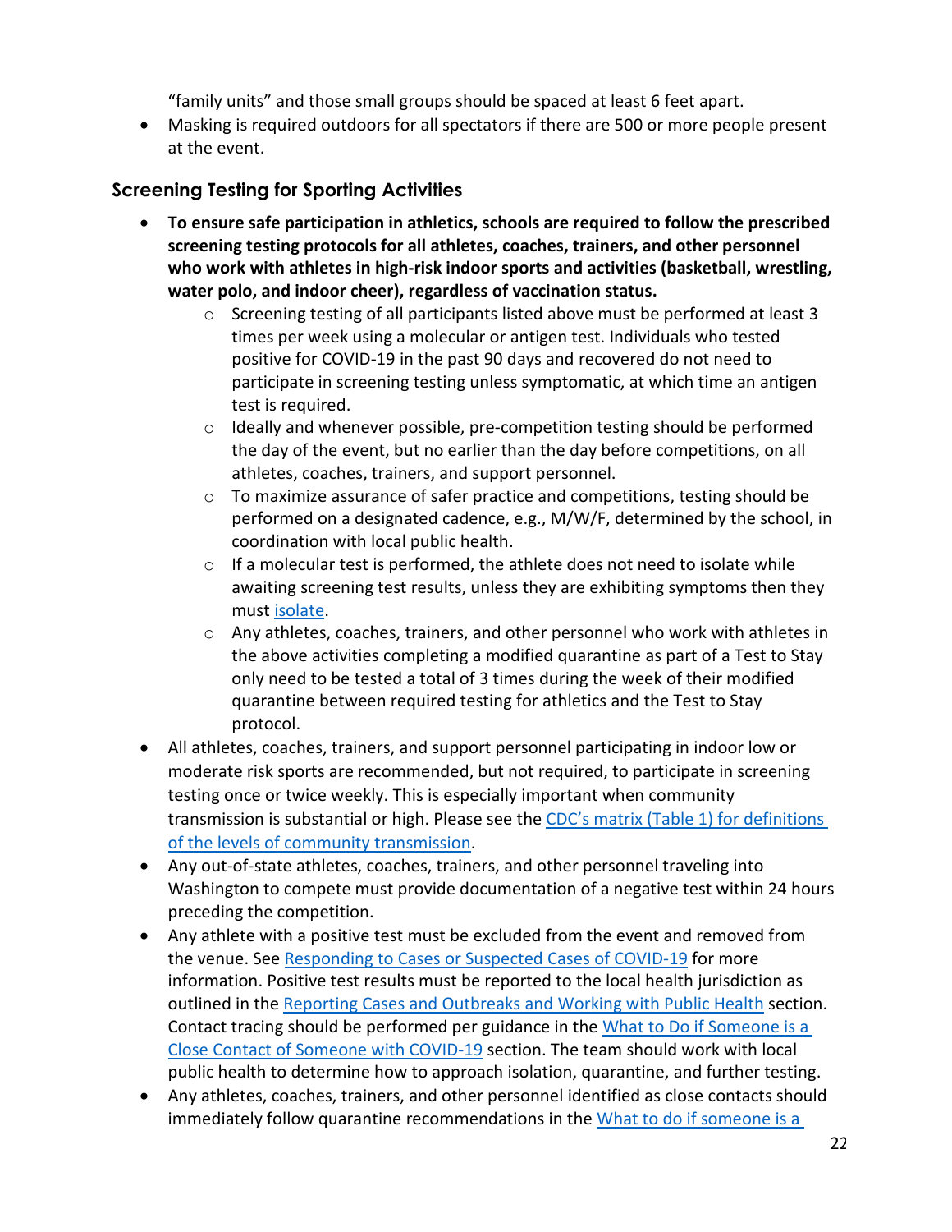"family units" and those small groups should be spaced at least 6 feet apart.

- Masking is required outdoors for all spectators if there are 500 or more people present at the event.

### Screening Testing for Sporting Activities

- **To ensure safe participation in athletics, schools are required to follow the prescribed screening testing protocols for all athletes, coaches, trainers, and other personnel who work with athletes in high-risk indoor sports and activities (basketball, wrestling, water polo, and indoor cheer), regardless of vaccination status.**
  - Screening testing of all participants listed above must be performed at least 3 times per week using a molecular or antigen test. Individuals who tested positive for COVID-19 in the past 90 days and recovered do not need to participate in screening testing unless symptomatic, at which time an antigen test is required.
  - Ideally and whenever possible, pre-competition testing should be performed the day of the event, but no earlier than the day before competitions, on all athletes, coaches, trainers, and support personnel.
  - To maximize assurance of safer practice and competitions, testing should be performed on a designated cadence, e.g., M/W/F, determined by the school, in coordination with local public health.
  - If a molecular test is performed, the athlete does not need to isolate while awaiting screening test results, unless they are exhibiting symptoms then they must isolate.
  - Any athletes, coaches, trainers, and other personnel who work with athletes in the above activities completing a modified quarantine as part of a Test to Stay only need to be tested a total of 3 times during the week of their modified quarantine between required testing for athletics and the Test to Stay protocol.
- All athletes, coaches, trainers, and support personnel participating in indoor low or moderate risk sports are recommended, but not required, to participate in screening testing once or twice weekly. This is especially important when community transmission is substantial or high. Please see the CDC's matrix (Table 1) for definitions of the levels of community transmission.
- Any out-of-state athletes, coaches, trainers, and other personnel traveling into Washington to compete must provide documentation of a negative test within 24 hours preceding the competition.
- Any athlete with a positive test must be excluded from the event and removed from the venue. See Responding to Cases or Suspected Cases of COVID-19 for more information. Positive test results must be reported to the local health jurisdiction as outlined in the Reporting Cases and Outbreaks and Working with Public Health section. Contact tracing should be performed per guidance in the What to Do if Someone is a Close Contact of Someone with COVID-19 section. The team should work with local public health to determine how to approach isolation, quarantine, and further testing.
- Any athletes, coaches, trainers, and other personnel identified as close contacts should immediately follow quarantine recommendations in the What to do if someone is a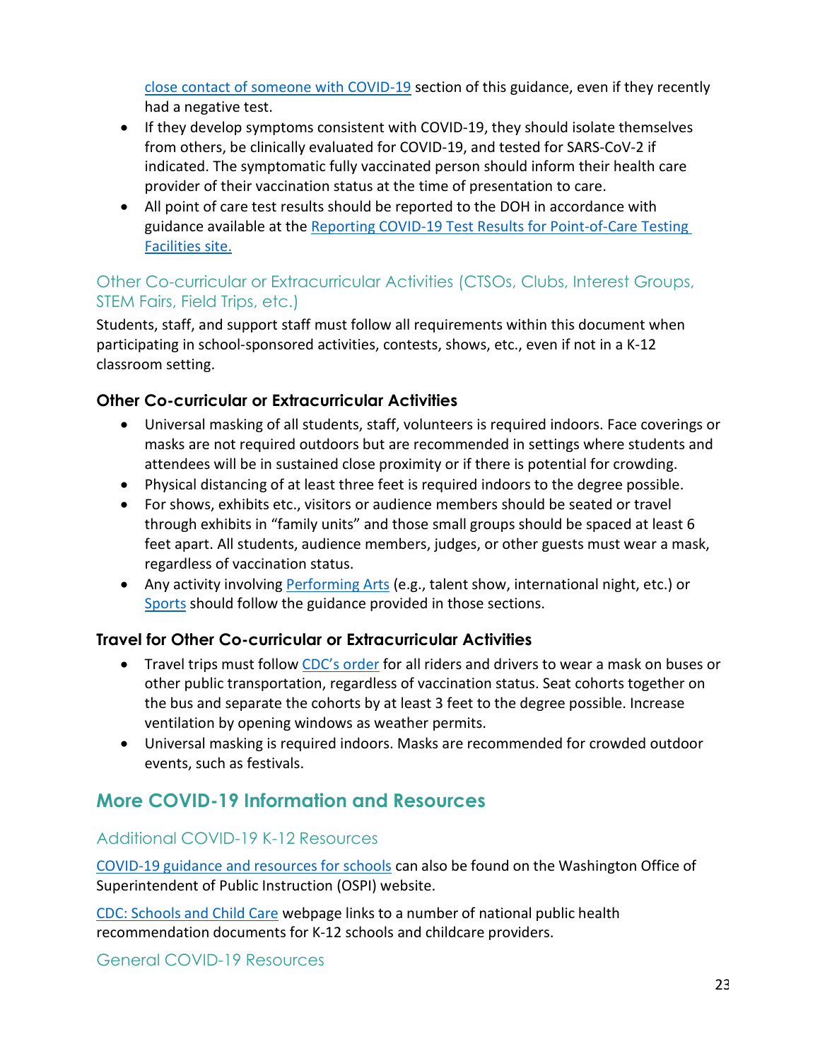close contact of someone with COVID-19 section of this guidance, even if they recently had a negative test.

- If they develop symptoms consistent with COVID-19, they should isolate themselves from others, be clinically evaluated for COVID-19, and tested for SARS-CoV-2 if indicated. The symptomatic fully vaccinated person should inform their health care provider of their vaccination status at the time of presentation to care.
- All point of care test results should be reported to the DOH in accordance with guidance available at the Reporting COVID-19 Test Results for Point-of-Care Testing Facilities site.

### Other Co-curricular or Extracurricular Activities (CTSOs, Clubs, Interest Groups, STEM Fairs, Field Trips, etc.)

Students, staff, and support staff must follow all requirements within this document when participating in school-sponsored activities, contests, shows, etc., even if not in a K-12 classroom setting.

#### Other Co-curricular or Extracurricular Activities

- Universal masking of all students, staff, volunteers is required indoors. Face coverings or masks are not required outdoors but are recommended in settings where students and attendees will be in sustained close proximity or if there is potential for crowding.
- Physical distancing of at least three feet is required indoors to the degree possible.
- For shows, exhibits etc., visitors or audience members should be seated or travel through exhibits in "family units" and those small groups should be spaced at least 6 feet apart. All students, audience members, judges, or other guests must wear a mask, regardless of vaccination status.
- Any activity involving Performing Arts (e.g., talent show, international night, etc.) or Sports should follow the guidance provided in those sections.

#### Travel for Other Co-curricular or Extracurricular Activities

- Travel trips must follow CDC's order for all riders and drivers to wear a mask on buses or other public transportation, regardless of vaccination status. Seat cohorts together on the bus and separate the cohorts by at least 3 feet to the degree possible. Increase ventilation by opening windows as weather permits.
- Universal masking is required indoors. Masks are recommended for crowded outdoor events, such as festivals.

## More COVID-19 Information and Resources

### Additional COVID-19 K-12 Resources

COVID-19 guidance and resources for schools can also be found on the Washington Office of Superintendent of Public Instruction (OSPI) website.

CDC: Schools and Child Care webpage links to a number of national public health recommendation documents for K-12 schools and childcare providers.

### General COVID-19 Resources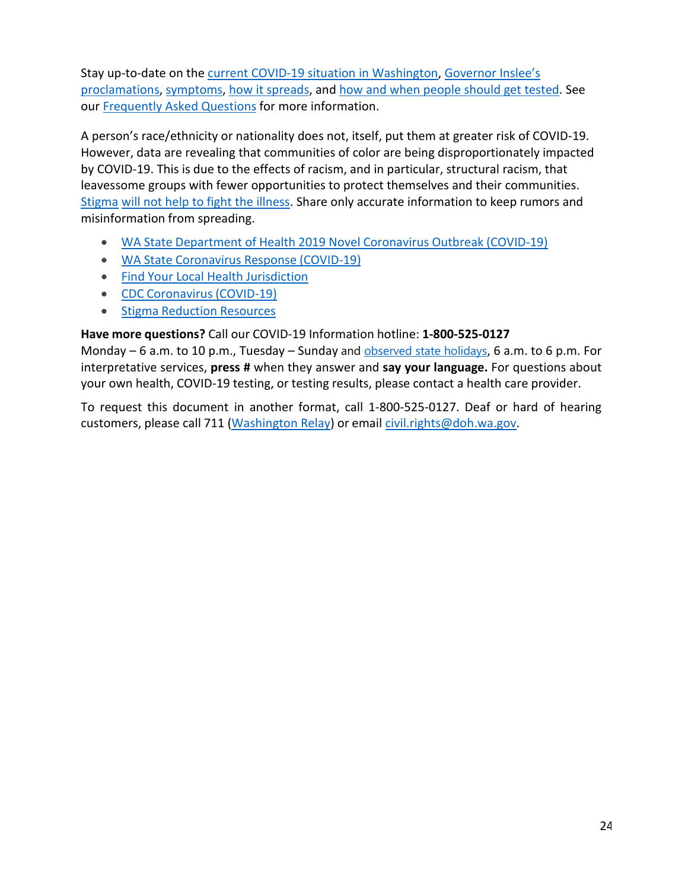Stay up-to-date on the current COVID-19 situation in Washington, Governor Inslee's proclamations, symptoms, how it spreads, and how and when people should get tested. See our Frequently Asked Questions for more information.

A person's race/ethnicity or nationality does not, itself, put them at greater risk of COVID-19. However, data are revealing that communities of color are being disproportionately impacted by COVID-19. This is due to the effects of racism, and in particular, structural racism, that leavessome groups with fewer opportunities to protect themselves and their communities. Stigma will not help to fight the illness. Share only accurate information to keep rumors and misinformation from spreading.

- WA State Department of Health 2019 Novel Coronavirus Outbreak (COVID-19)
- WA State Coronavirus Response (COVID-19)
- Find Your Local Health Jurisdiction
- CDC Coronavirus (COVID-19)
- Stigma Reduction Resources

**Have more questions?** Call our COVID-19 Information hotline: **1-800-525-0127**
Monday – 6 a.m. to 10 p.m., Tuesday – Sunday and observed state holidays, 6 a.m. to 6 p.m. For interpretative services, **press #** when they answer and **say your language.** For questions about your own health, COVID-19 testing, or testing results, please contact a health care provider.

To request this document in another format, call 1-800-525-0127. Deaf or hard of hearing customers, please call 711 (Washington Relay) or email civil.rights@doh.wa.gov.